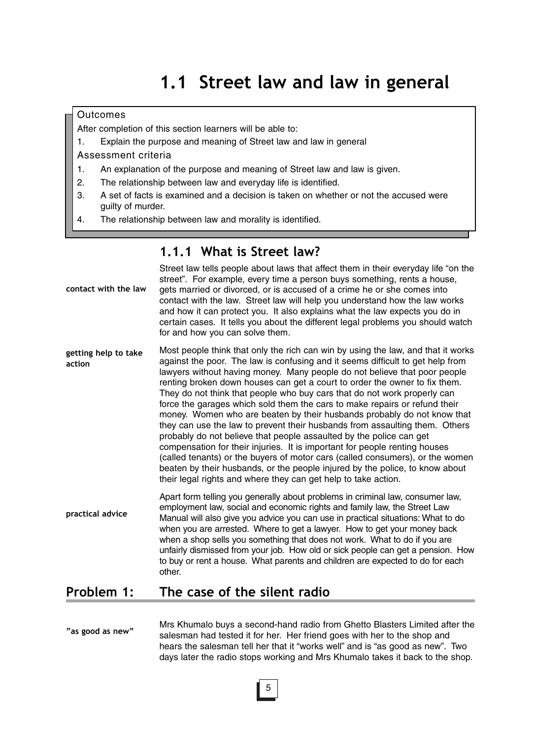# 1.1 Street law and law in general

> **Outcomes**
>
> After completion of this section learners will be able to:
>
> 1. Explain the purpose and meaning of Street law and law in general
>
> **Assessment criteria**
>
> 1. An explanation of the purpose and meaning of Street law and law is given.
> 2. The relationship between law and everyday life is identified.
> 3. A set of facts is examined and a decision is taken on whether or not the accused were guilty of murder.
> 4. The relationship between law and morality is identified.

## 1.1.1 What is Street law?

**contact with the law**

Street law tells people about laws that affect them in their everyday life "on the street". For example, every time a person buys something, rents a house, gets married or divorced, or is accused of a crime he or she comes into contact with the law. Street law will help you understand how the law works and how it can protect you. It also explains what the law expects you do in certain cases. It tells you about the different legal problems you should watch for and how you can solve them.

**getting help to take action**

Most people think that only the rich can win by using the law, and that it works against the poor. The law is confusing and it seems difficult to get help from lawyers without having money. Many people do not believe that poor people renting broken down houses can get a court to order the owner to fix them. They do not think that people who buy cars that do not work properly can force the garages which sold them the cars to make repairs or refund their money. Women who are beaten by their husbands probably do not know that they can use the law to prevent their husbands from assaulting them. Others probably do not believe that people assaulted by the police can get compensation for their injuries. It is important for people renting houses (called tenants) or the buyers of motor cars (called consumers), or the women beaten by their husbands, or the people injured by the police, to know about their legal rights and where they can get help to take action.

**practical advice**

Apart form telling you generally about problems in criminal law, consumer law, employment law, social and economic rights and family law, the Street Law Manual will also give you advice you can use in practical situations: What to do when you are arrested. Where to get a lawyer. How to get your money back when a shop sells you something that does not work. What to do if you are unfairly dismissed from your job. How old or sick people can get a pension. How to buy or rent a house. What parents and children are expected to do for each other.

## Problem 1: The case of the silent radio

**"as good as new"**

Mrs Khumalo buys a second-hand radio from Ghetto Blasters Limited after the salesman had tested it for her. Her friend goes with her to the shop and hears the salesman tell her that it "works well" and is "as good as new". Two days later the radio stops working and Mrs Khumalo takes it back to the shop.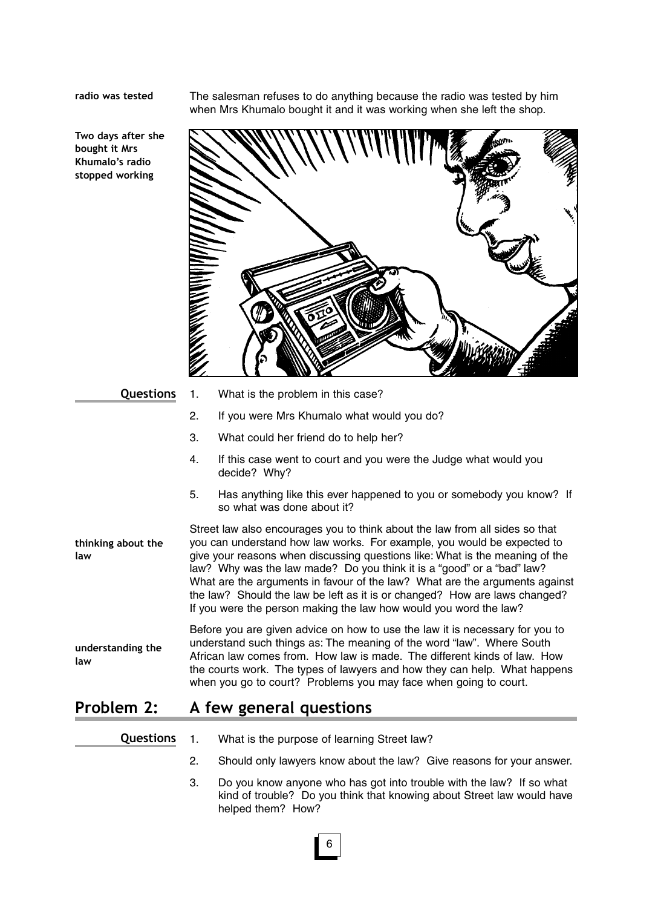**radio was tested**

The salesman refuses to do anything because the radio was tested by him when Mrs Khumalo bought it and it was working when she left the shop.

**Two days after she bought it Mrs Khumalo's radio stopped working**

**Questions**

1. What is the problem in this case?
2. If you were Mrs Khumalo what would you do?
3. What could her friend do to help her?
4. If this case went to court and you were the Judge what would you decide? Why?
5. Has anything like this ever happened to you or somebody you know? If so what was done about it?

**thinking about the law**

Street law also encourages you to think about the law from all sides so that you can understand how law works. For example, you would be expected to give your reasons when discussing questions like: What is the meaning of the law? Why was the law made? Do you think it is a "good" or a "bad" law? What are the arguments in favour of the law? What are the arguments against the law? Should the law be left as it is or changed? How are laws changed? If you were the person making the law how would you word the law?

**understanding the law**

Before you are given advice on how to use the law it is necessary for you to understand such things as: The meaning of the word "law". Where South African law comes from. How law is made. The different kinds of law. How the courts work. The types of lawyers and how they can help. What happens when you go to court? Problems you may face when going to court.

## Problem 2: A few general questions

**Questions**

1. What is the purpose of learning Street law?
2. Should only lawyers know about the law? Give reasons for your answer.
3. Do you know anyone who has got into trouble with the law? If so what kind of trouble? Do you think that knowing about Street law would have helped them? How?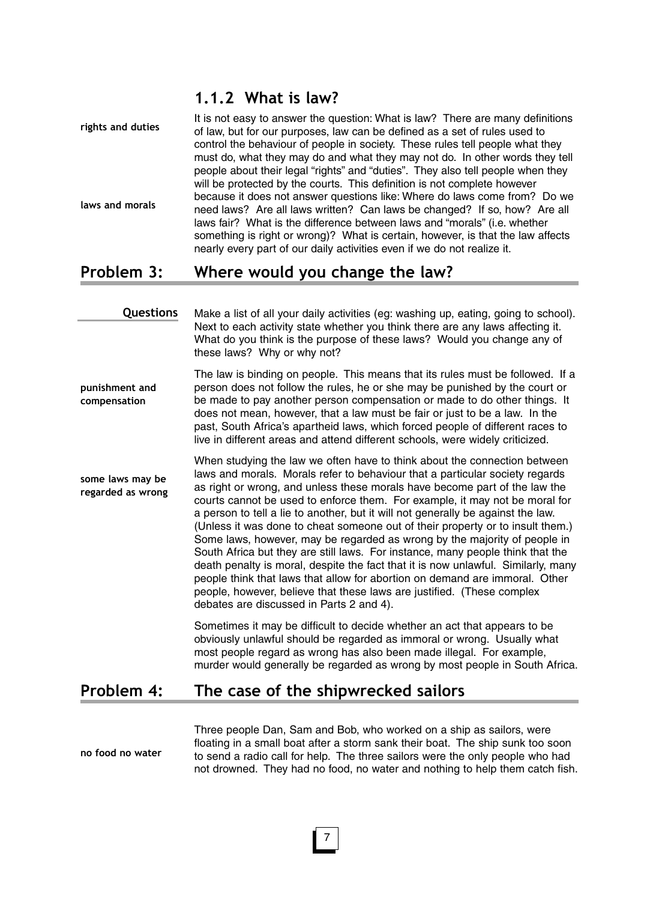### 1.1.2 What is law?

**rights and duties**

It is not easy to answer the question: What is law? There are many definitions of law, but for our purposes, law can be defined as a set of rules used to control the behaviour of people in society. These rules tell people what they must do, what they may do and what they may not do. In other words they tell people about their legal "rights" and "duties". They also tell people when they will be protected by the courts. This definition is not complete however because it does not answer questions like: Where do laws come from? Do we need laws? Are all laws written? Can laws be changed? If so, how? Are all laws fair? What is the difference between laws and "morals" (i.e. whether something is right or wrong)? What is certain, however, is that the law affects nearly every part of our daily activities even if we do not realize it.

**laws and morals**

## Problem 3: Where would you change the law?

**Questions**

Make a list of all your daily activities (eg: washing up, eating, going to school). Next to each activity state whether you think there are any laws affecting it. What do you think is the purpose of these laws? Would you change any of these laws? Why or why not?

**punishment and compensation**

The law is binding on people. This means that its rules must be followed. If a person does not follow the rules, he or she may be punished by the court or be made to pay another person compensation or made to do other things. It does not mean, however, that a law must be fair or just to be a law. In the past, South Africa's apartheid laws, which forced people of different races to live in different areas and attend different schools, were widely criticized.

**some laws may be regarded as wrong**

When studying the law we often have to think about the connection between laws and morals. Morals refer to behaviour that a particular society regards as right or wrong, and unless these morals have become part of the law the courts cannot be used to enforce them. For example, it may not be moral for a person to tell a lie to another, but it will not generally be against the law. (Unless it was done to cheat someone out of their property or to insult them.) Some laws, however, may be regarded as wrong by the majority of people in South Africa but they are still laws. For instance, many people think that the death penalty is moral, despite the fact that it is now unlawful. Similarly, many people think that laws that allow for abortion on demand are immoral. Other people, however, believe that these laws are justified. (These complex debates are discussed in Parts 2 and 4).

Sometimes it may be difficult to decide whether an act that appears to be obviously unlawful should be regarded as immoral or wrong. Usually what most people regard as wrong has also been made illegal. For example, murder would generally be regarded as wrong by most people in South Africa.

## Problem 4: The case of the shipwrecked sailors

**no food no water**

Three people Dan, Sam and Bob, who worked on a ship as sailors, were floating in a small boat after a storm sank their boat. The ship sunk too soon to send a radio call for help. The three sailors were the only people who had not drowned. They had no food, no water and nothing to help them catch fish.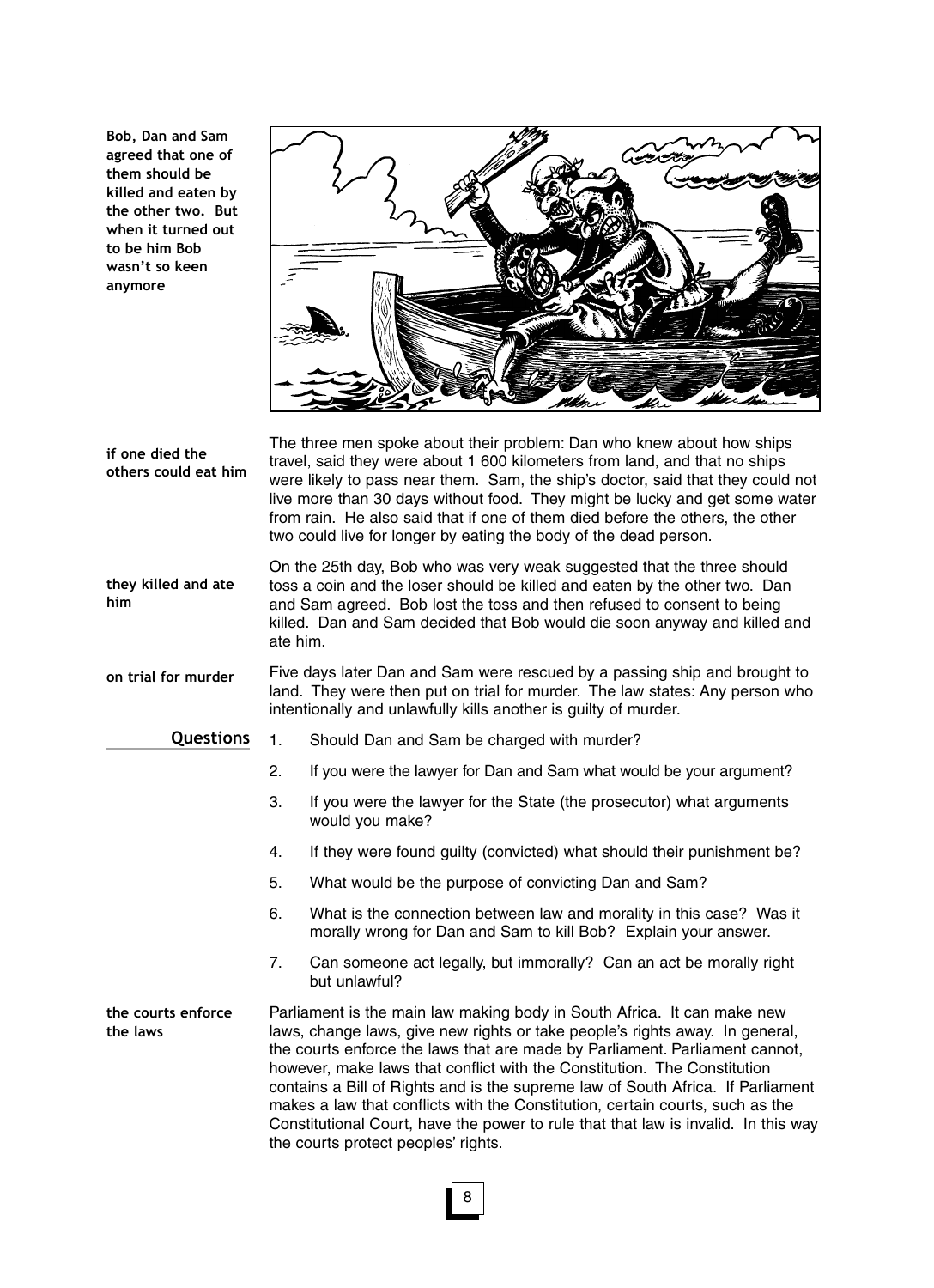**Bob, Dan and Sam agreed that one of them should be killed and eaten by the other two. But when it turned out to be him Bob wasn't so keen anymore**

**if one died the others could eat him**

The three men spoke about their problem: Dan who knew about how ships travel, said they were about 1 600 kilometers from land, and that no ships were likely to pass near them. Sam, the ship's doctor, said that they could not live more than 30 days without food. They might be lucky and get some water from rain. He also said that if one of them died before the others, the other two could live for longer by eating the body of the dead person.

**they killed and ate him**

On the 25th day, Bob who was very weak suggested that the three should toss a coin and the loser should be killed and eaten by the other two. Dan and Sam agreed. Bob lost the toss and then refused to consent to being killed. Dan and Sam decided that Bob would die soon anyway and killed and ate him.

**on trial for murder**

Five days later Dan and Sam were rescued by a passing ship and brought to land. They were then put on trial for murder. The law states: Any person who intentionally and unlawfully kills another is guilty of murder.

## Questions

1. Should Dan and Sam be charged with murder?
2. If you were the lawyer for Dan and Sam what would be your argument?
3. If you were the lawyer for the State (the prosecutor) what arguments would you make?
4. If they were found guilty (convicted) what should their punishment be?
5. What would be the purpose of convicting Dan and Sam?
6. What is the connection between law and morality in this case? Was it morally wrong for Dan and Sam to kill Bob? Explain your answer.
7. Can someone act legally, but immorally? Can an act be morally right but unlawful?

**the courts enforce the laws**

Parliament is the main law making body in South Africa. It can make new laws, change laws, give new rights or take people's rights away. In general, the courts enforce the laws that are made by Parliament. Parliament cannot, however, make laws that conflict with the Constitution. The Constitution contains a Bill of Rights and is the supreme law of South Africa. If Parliament makes a law that conflicts with the Constitution, certain courts, such as the Constitutional Court, have the power to rule that that law is invalid. In this way the courts protect peoples' rights.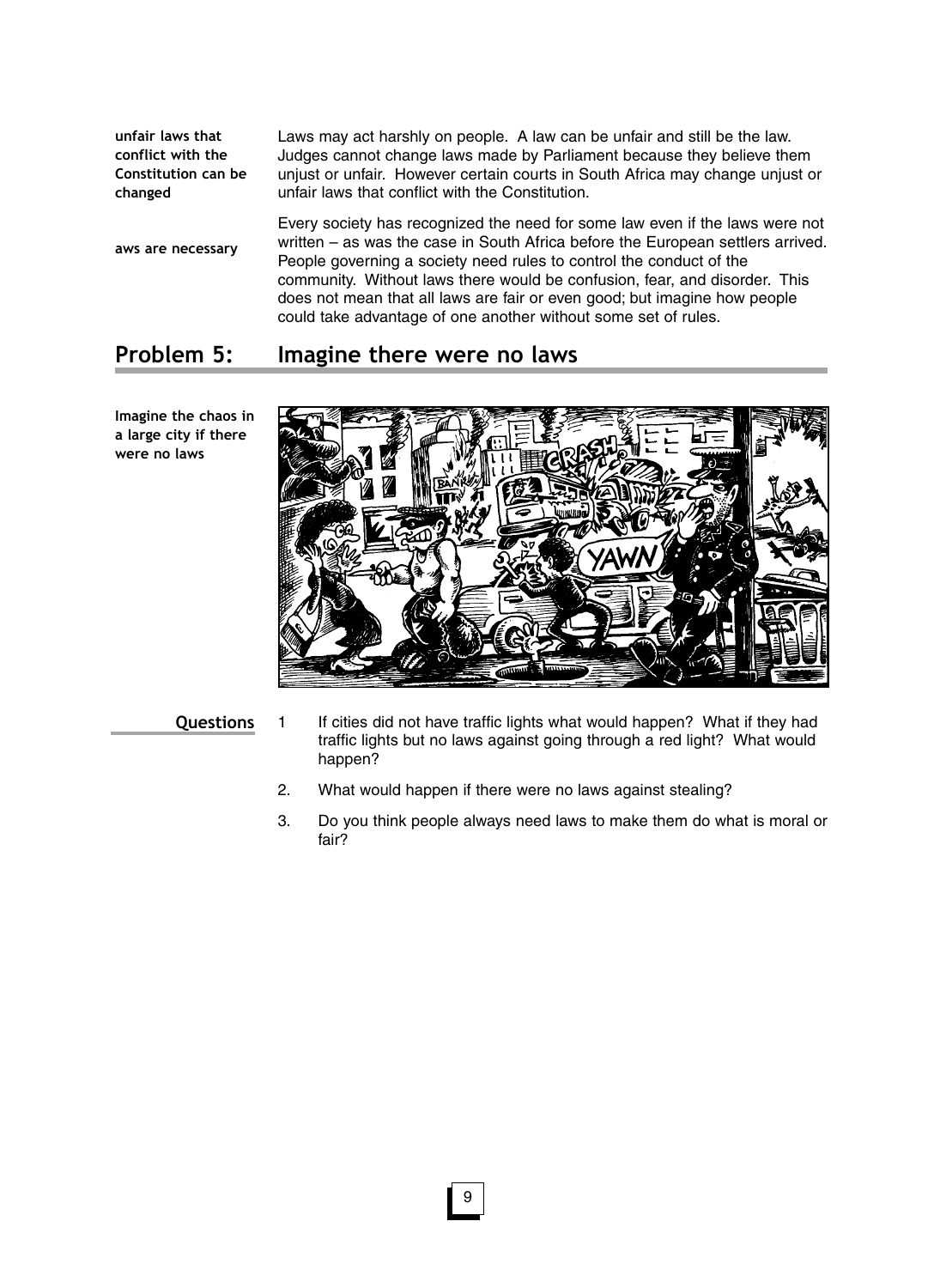**unfair laws that conflict with the Constitution can be changed**

Laws may act harshly on people. A law can be unfair and still be the law. Judges cannot change laws made by Parliament because they believe them unjust or unfair. However certain courts in South Africa may change unjust or unfair laws that conflict with the Constitution.

**aws are necessary**

Every society has recognized the need for some law even if the laws were not written – as was the case in South Africa before the European settlers arrived. People governing a society need rules to control the conduct of the community. Without laws there would be confusion, fear, and disorder. This does not mean that all laws are fair or even good; but imagine how people could take advantage of one another without some set of rules.

## Problem 5: Imagine there were no laws

**Imagine the chaos in a large city if there were no laws**

**Questions**

1 If cities did not have traffic lights what would happen? What if they had traffic lights but no laws against going through a red light? What would happen?

2. What would happen if there were no laws against stealing?

3. Do you think people always need laws to make them do what is moral or fair?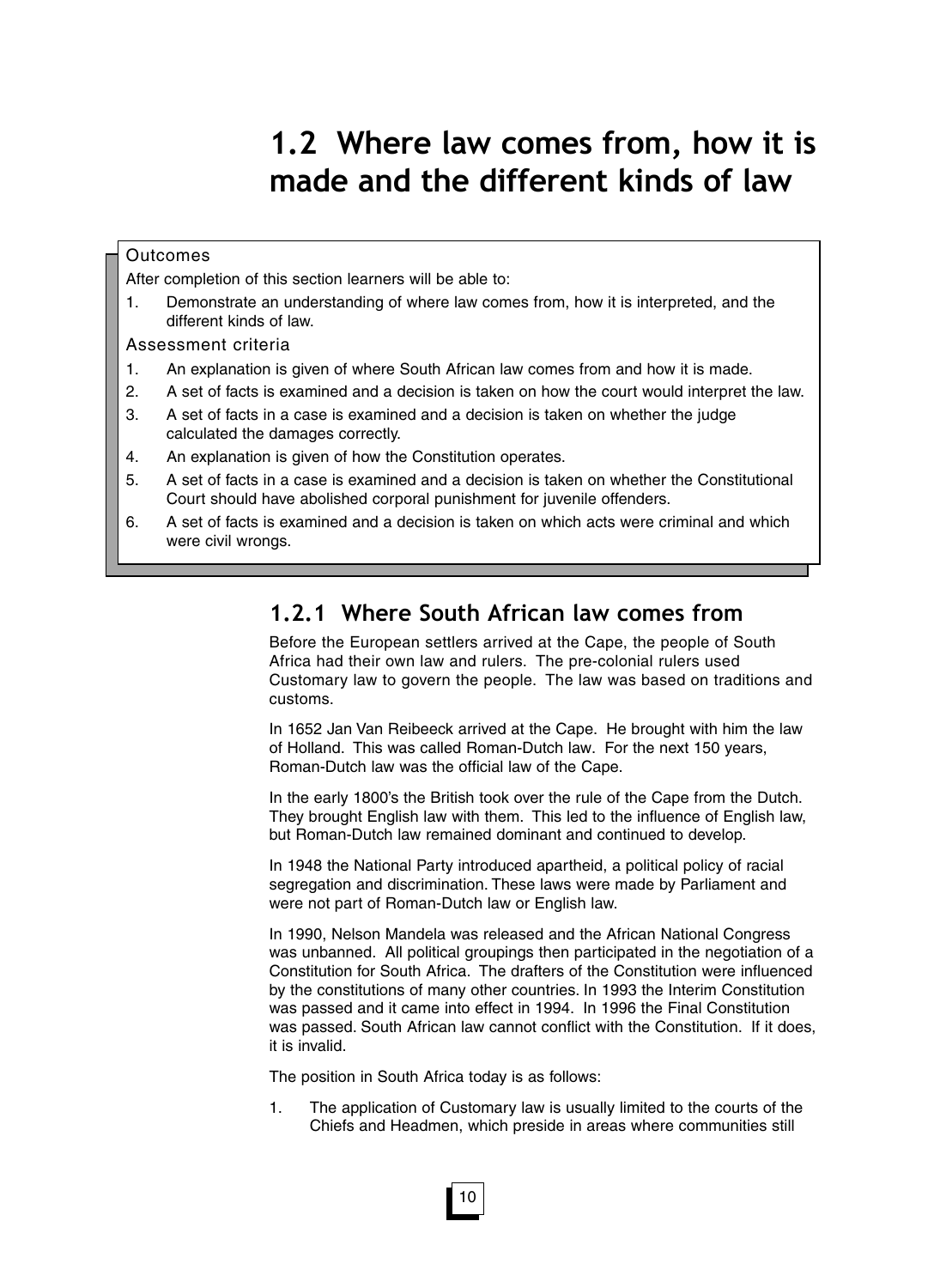# 1.2 Where law comes from, how it is made and the different kinds of law

Outcomes

After completion of this section learners will be able to:

1. Demonstrate an understanding of where law comes from, how it is interpreted, and the different kinds of law.

Assessment criteria

1. An explanation is given of where South African law comes from and how it is made.
2. A set of facts is examined and a decision is taken on how the court would interpret the law.
3. A set of facts in a case is examined and a decision is taken on whether the judge calculated the damages correctly.
4. An explanation is given of how the Constitution operates.
5. A set of facts in a case is examined and a decision is taken on whether the Constitutional Court should have abolished corporal punishment for juvenile offenders.
6. A set of facts is examined and a decision is taken on which acts were criminal and which were civil wrongs.

## 1.2.1 Where South African law comes from

Before the European settlers arrived at the Cape, the people of South Africa had their own law and rulers. The pre-colonial rulers used Customary law to govern the people. The law was based on traditions and customs.

In 1652 Jan Van Reibeeck arrived at the Cape. He brought with him the law of Holland. This was called Roman-Dutch law. For the next 150 years, Roman-Dutch law was the official law of the Cape.

In the early 1800's the British took over the rule of the Cape from the Dutch. They brought English law with them. This led to the influence of English law, but Roman-Dutch law remained dominant and continued to develop.

In 1948 the National Party introduced apartheid, a political policy of racial segregation and discrimination. These laws were made by Parliament and were not part of Roman-Dutch law or English law.

In 1990, Nelson Mandela was released and the African National Congress was unbanned. All political groupings then participated in the negotiation of a Constitution for South Africa. The drafters of the Constitution were influenced by the constitutions of many other countries. In 1993 the Interim Constitution was passed and it came into effect in 1994. In 1996 the Final Constitution was passed. South African law cannot conflict with the Constitution. If it does, it is invalid.

The position in South Africa today is as follows:

1. The application of Customary law is usually limited to the courts of the Chiefs and Headmen, which preside in areas where communities still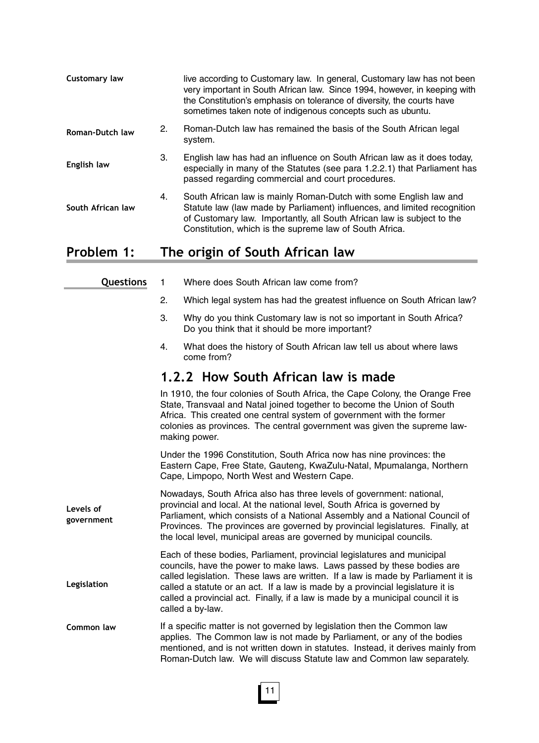**Customary law**

live according to Customary law. In general, Customary law has not been very important in South African law. Since 1994, however, in keeping with the Constitution's emphasis on tolerance of diversity, the courts have sometimes taken note of indigenous concepts such as ubuntu.

**Roman-Dutch law**

2. Roman-Dutch law has remained the basis of the South African legal system.

**English law**

3. English law has had an influence on South African law as it does today, especially in many of the Statutes (see para 1.2.2.1) that Parliament has passed regarding commercial and court procedures.

**South African law**

4. South African law is mainly Roman-Dutch with some English law and Statute law (law made by Parliament) influences, and limited recognition of Customary law. Importantly, all South African law is subject to the Constitution, which is the supreme law of South Africa.

## Problem 1: The origin of South African law

**Questions**

1. Where does South African law come from?
2. Which legal system has had the greatest influence on South African law?
3. Why do you think Customary law is not so important in South Africa? Do you think that it should be more important?
4. What does the history of South African law tell us about where laws come from?

### 1.2.2 How South African law is made

In 1910, the four colonies of South Africa, the Cape Colony, the Orange Free State, Transvaal and Natal joined together to become the Union of South Africa. This created one central system of government with the former colonies as provinces. The central government was given the supreme law-making power.

Under the 1996 Constitution, South Africa now has nine provinces: the Eastern Cape, Free State, Gauteng, KwaZulu-Natal, Mpumalanga, Northern Cape, Limpopo, North West and Western Cape.

**Levels of government**

Nowadays, South Africa also has three levels of government: national, provincial and local. At the national level, South Africa is governed by Parliament, which consists of a National Assembly and a National Council of Provinces. The provinces are governed by provincial legislatures. Finally, at the local level, municipal areas are governed by municipal councils.

**Legislation**

Each of these bodies, Parliament, provincial legislatures and municipal councils, have the power to make laws. Laws passed by these bodies are called legislation. These laws are written. If a law is made by Parliament it is called a statute or an act. If a law is made by a provincial legislature it is called a provincial act. Finally, if a law is made by a municipal council it is called a by-law.

**Common law**

If a specific matter is not governed by legislation then the Common law applies. The Common law is not made by Parliament, or any of the bodies mentioned, and is not written down in statutes. Instead, it derives mainly from Roman-Dutch law. We will discuss Statute law and Common law separately.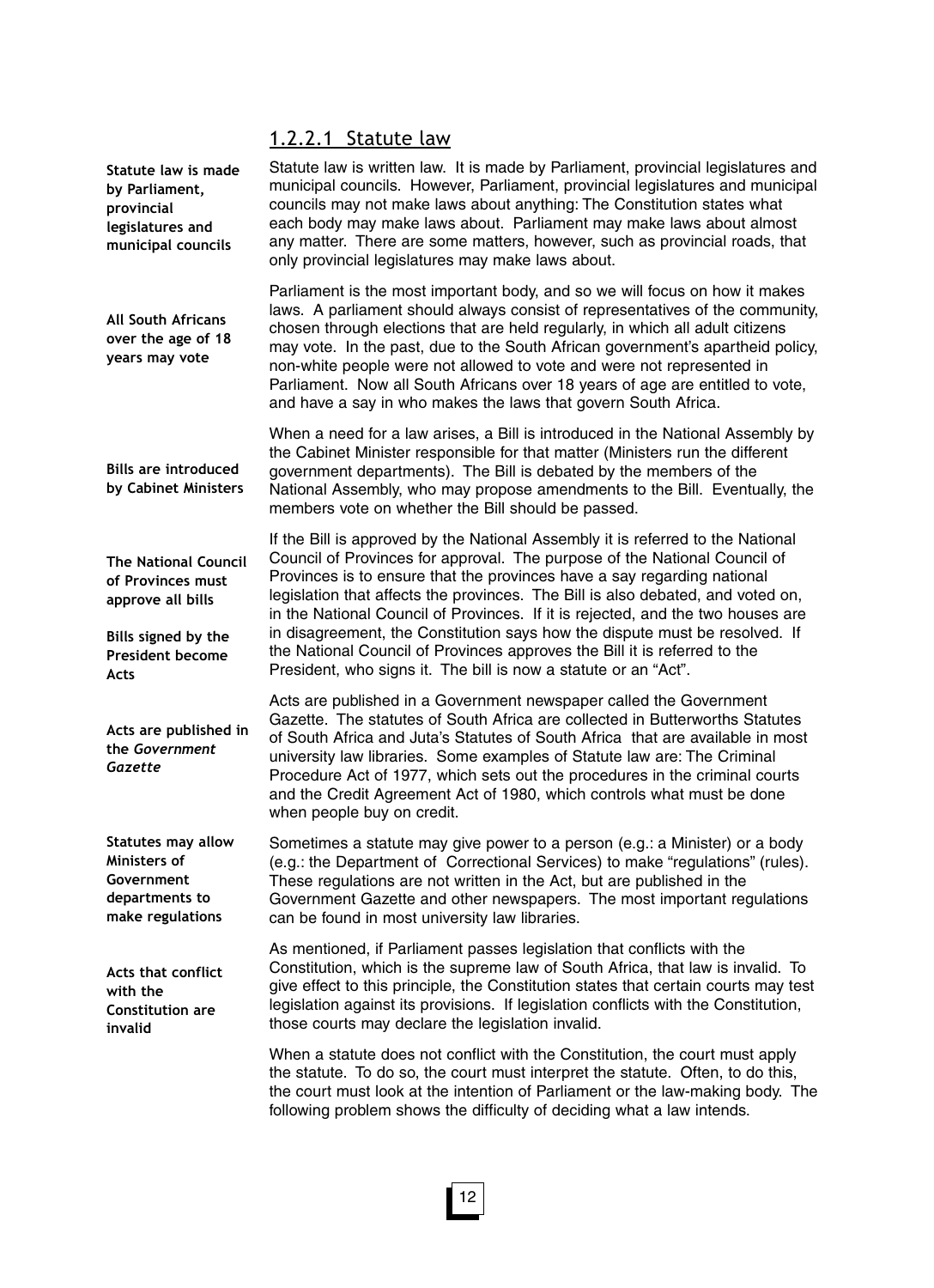### 1.2.2.1 Statute law

**Statute law is made by Parliament, provincial legislatures and municipal councils**

Statute law is written law. It is made by Parliament, provincial legislatures and municipal councils. However, Parliament, provincial legislatures and municipal councils may not make laws about anything: The Constitution states what each body may make laws about. Parliament may make laws about almost any matter. There are some matters, however, such as provincial roads, that only provincial legislatures may make laws about.

**All South Africans over the age of 18 years may vote**

Parliament is the most important body, and so we will focus on how it makes laws. A parliament should always consist of representatives of the community, chosen through elections that are held regularly, in which all adult citizens may vote. In the past, due to the South African government's apartheid policy, non-white people were not allowed to vote and were not represented in Parliament. Now all South Africans over 18 years of age are entitled to vote, and have a say in who makes the laws that govern South Africa.

**Bills are introduced by Cabinet Ministers**

When a need for a law arises, a Bill is introduced in the National Assembly by the Cabinet Minister responsible for that matter (Ministers run the different government departments). The Bill is debated by the members of the National Assembly, who may propose amendments to the Bill. Eventually, the members vote on whether the Bill should be passed.

**The National Council of Provinces must approve all bills**

**Bills signed by the President become Acts**

If the Bill is approved by the National Assembly it is referred to the National Council of Provinces for approval. The purpose of the National Council of Provinces is to ensure that the provinces have a say regarding national legislation that affects the provinces. The Bill is also debated, and voted on, in the National Council of Provinces. If it is rejected, and the two houses are in disagreement, the Constitution says how the dispute must be resolved. If the National Council of Provinces approves the Bill it is referred to the President, who signs it. The bill is now a statute or an "Act".

**Acts are published in the *Government Gazette***

Acts are published in a Government newspaper called the Government Gazette. The statutes of South Africa are collected in Butterworths Statutes of South Africa and Juta's Statutes of South Africa that are available in most university law libraries. Some examples of Statute law are: The Criminal Procedure Act of 1977, which sets out the procedures in the criminal courts and the Credit Agreement Act of 1980, which controls what must be done when people buy on credit.

**Statutes may allow Ministers of Government departments to make regulations**

Sometimes a statute may give power to a person (e.g.: a Minister) or a body (e.g.: the Department of Correctional Services) to make "regulations" (rules). These regulations are not written in the Act, but are published in the Government Gazette and other newspapers. The most important regulations can be found in most university law libraries.

**Acts that conflict with the Constitution are invalid**

As mentioned, if Parliament passes legislation that conflicts with the Constitution, which is the supreme law of South Africa, that law is invalid. To give effect to this principle, the Constitution states that certain courts may test legislation against its provisions. If legislation conflicts with the Constitution, those courts may declare the legislation invalid.

When a statute does not conflict with the Constitution, the court must apply the statute. To do so, the court must interpret the statute. Often, to do this, the court must look at the intention of Parliament or the law-making body. The following problem shows the difficulty of deciding what a law intends.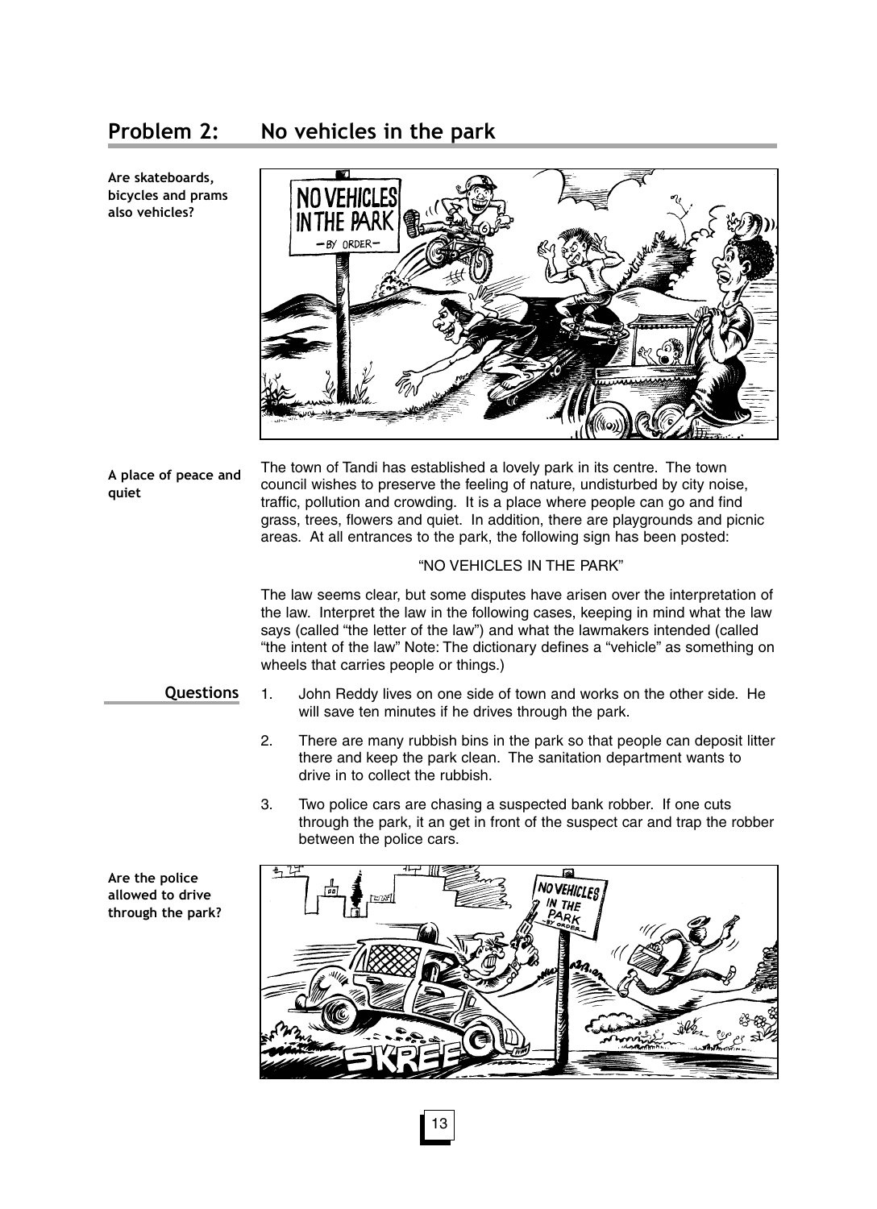## Problem 2: No vehicles in the park

**Are skateboards, bicycles and prams also vehicles?**

**A place of peace and quiet**

The town of Tandi has established a lovely park in its centre. The town council wishes to preserve the feeling of nature, undisturbed by city noise, traffic, pollution and crowding. It is a place where people can go and find grass, trees, flowers and quiet. In addition, there are playgrounds and picnic areas. At all entrances to the park, the following sign has been posted:

"NO VEHICLES IN THE PARK"

The law seems clear, but some disputes have arisen over the interpretation of the law. Interpret the law in the following cases, keeping in mind what the law says (called "the letter of the law") and what the lawmakers intended (called "the intent of the law" Note: The dictionary defines a "vehicle" as something on wheels that carries people or things.)

**Questions**

1. John Reddy lives on one side of town and works on the other side. He will save ten minutes if he drives through the park.
2. There are many rubbish bins in the park so that people can deposit litter there and keep the park clean. The sanitation department wants to drive in to collect the rubbish.
3. Two police cars are chasing a suspected bank robber. If one cuts through the park, it an get in front of the suspect car and trap the robber between the police cars.

**Are the police allowed to drive through the park?**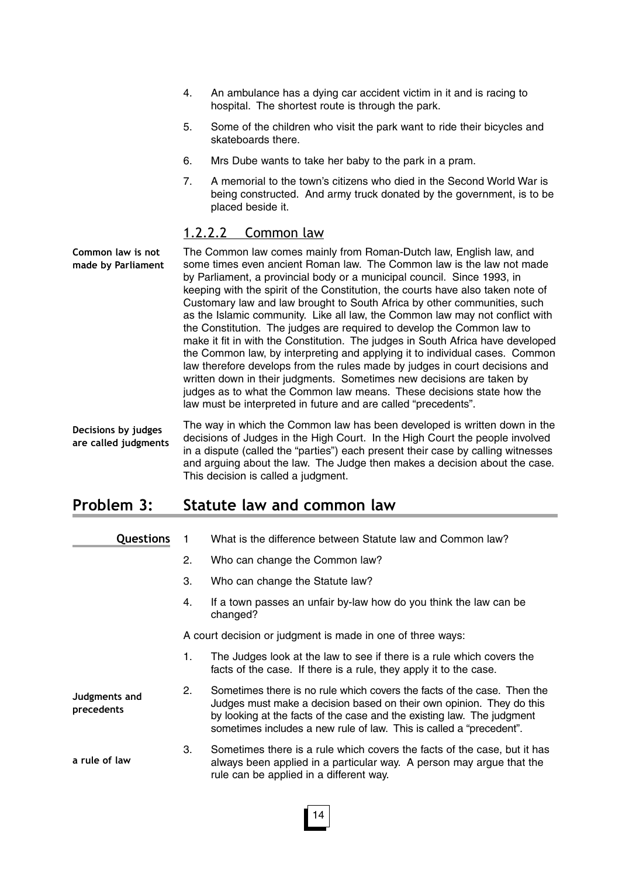4. An ambulance has a dying car accident victim in it and is racing to hospital. The shortest route is through the park.
5. Some of the children who visit the park want to ride their bicycles and skateboards there.
6. Mrs Dube wants to take her baby to the park in a pram.
7. A memorial to the town's citizens who died in the Second World War is being constructed. And army truck donated by the government, is to be placed beside it.

### 1.2.2.2 Common law

**Common law is not made by Parliament**

The Common law comes mainly from Roman-Dutch law, English law, and some times even ancient Roman law. The Common law is the law not made by Parliament, a provincial body or a municipal council. Since 1993, in keeping with the spirit of the Constitution, the courts have also taken note of Customary law and law brought to South Africa by other communities, such as the Islamic community. Like all law, the Common law may not conflict with the Constitution. The judges are required to develop the Common law to make it fit in with the Constitution. The judges in South Africa have developed the Common law, by interpreting and applying it to individual cases. Common law therefore develops from the rules made by judges in court decisions and written down in their judgments. Sometimes new decisions are taken by judges as to what the Common law means. These decisions state how the law must be interpreted in future and are called "precedents".

**Decisions by judges are called judgments**

The way in which the Common law has been developed is written down in the decisions of Judges in the High Court. In the High Court the people involved in a dispute (called the "parties") each present their case by calling witnesses and arguing about the law. The Judge then makes a decision about the case. This decision is called a judgment.

## Problem 3: Statute law and common law

**Questions**

1. What is the difference between Statute law and Common law?
2. Who can change the Common law?
3. Who can change the Statute law?
4. If a town passes an unfair by-law how do you think the law can be changed?

A court decision or judgment is made in one of three ways:

**Judgments and precedents**

**a rule of law**

1. The Judges look at the law to see if there is a rule which covers the facts of the case. If there is a rule, they apply it to the case.
2. Sometimes there is no rule which covers the facts of the case. Then the Judges must make a decision based on their own opinion. They do this by looking at the facts of the case and the existing law. The judgment sometimes includes a new rule of law. This is called a "precedent".
3. Sometimes there is a rule which covers the facts of the case, but it has always been applied in a particular way. A person may argue that the rule can be applied in a different way.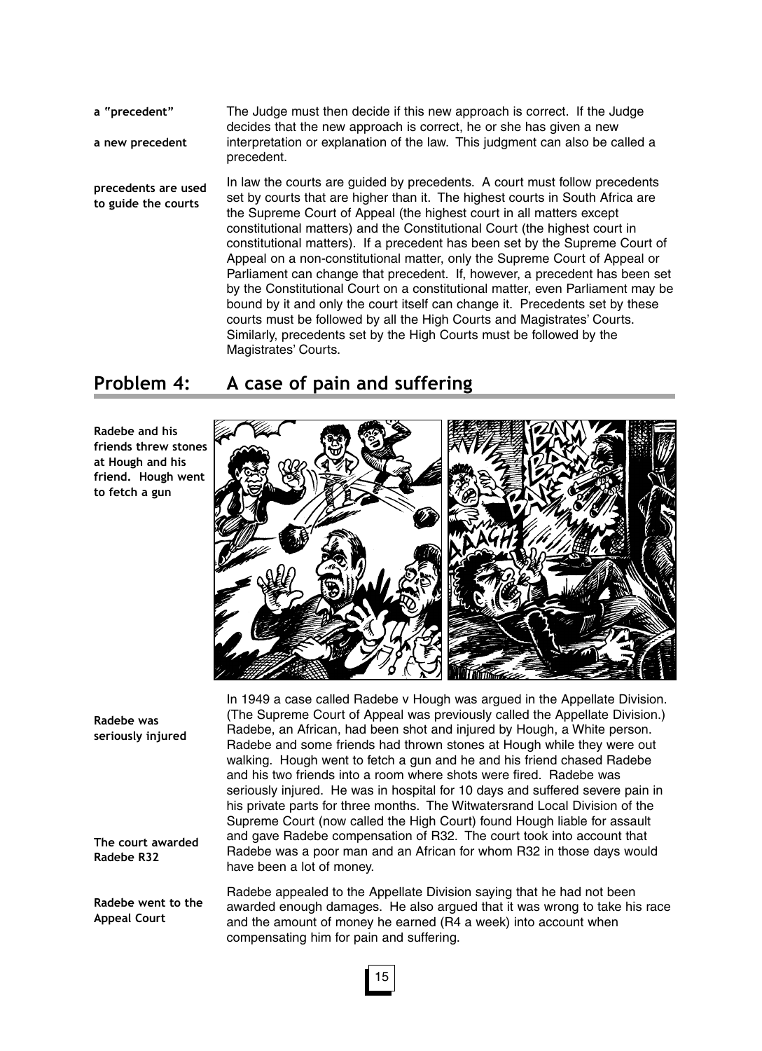**a "precedent"**

**a new precedent**

The Judge must then decide if this new approach is correct. If the Judge decides that the new approach is correct, he or she has given a new interpretation or explanation of the law. This judgment can also be called a precedent.

**precedents are used to guide the courts**

In law the courts are guided by precedents. A court must follow precedents set by courts that are higher than it. The highest courts in South Africa are the Supreme Court of Appeal (the highest court in all matters except constitutional matters) and the Constitutional Court (the highest court in constitutional matters). If a precedent has been set by the Supreme Court of Appeal on a non-constitutional matter, only the Supreme Court of Appeal or Parliament can change that precedent. If, however, a precedent has been set by the Constitutional Court on a constitutional matter, even Parliament may be bound by it and only the court itself can change it. Precedents set by these courts must be followed by all the High Courts and Magistrates' Courts. Similarly, precedents set by the High Courts must be followed by the Magistrates' Courts.

## Problem 4: A case of pain and suffering

**Radebe and his friends threw stones at Hough and his friend. Hough went to fetch a gun**

**Radebe was seriously injured**

In 1949 a case called Radebe v Hough was argued in the Appellate Division. (The Supreme Court of Appeal was previously called the Appellate Division.) Radebe, an African, had been shot and injured by Hough, a White person. Radebe and some friends had thrown stones at Hough while they were out walking. Hough went to fetch a gun and he and his friend chased Radebe and his two friends into a room where shots were fired. Radebe was seriously injured. He was in hospital for 10 days and suffered severe pain in his private parts for three months. The Witwatersrand Local Division of the Supreme Court (now called the High Court) found Hough liable for assault and gave Radebe compensation of R32. The court took into account that Radebe was a poor man and an African for whom R32 in those days would have been a lot of money.

**The court awarded Radebe R32**

**Radebe went to the Appeal Court**

Radebe appealed to the Appellate Division saying that he had not been awarded enough damages. He also argued that it was wrong to take his race and the amount of money he earned (R4 a week) into account when compensating him for pain and suffering.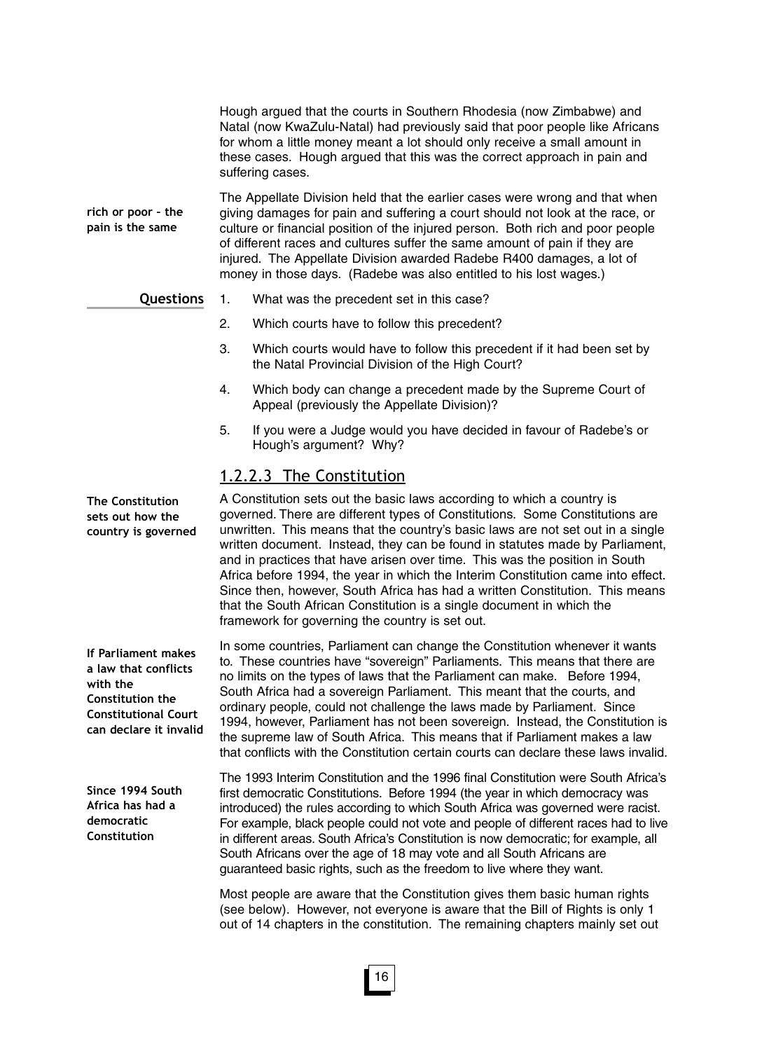Hough argued that the courts in Southern Rhodesia (now Zimbabwe) and Natal (now KwaZulu-Natal) had previously said that poor people like Africans for whom a little money meant a lot should only receive a small amount in these cases. Hough argued that this was the correct approach in pain and suffering cases.

**rich or poor – the pain is the same**

The Appellate Division held that the earlier cases were wrong and that when giving damages for pain and suffering a court should not look at the race, or culture or financial position of the injured person. Both rich and poor people of different races and cultures suffer the same amount of pain if they are injured. The Appellate Division awarded Radebe R400 damages, a lot of money in those days. (Radebe was also entitled to his lost wages.)

**Questions**

1. What was the precedent set in this case?
2. Which courts have to follow this precedent?
3. Which courts would have to follow this precedent if it had been set by the Natal Provincial Division of the High Court?
4. Which body can change a precedent made by the Supreme Court of Appeal (previously the Appellate Division)?
5. If you were a Judge would you have decided in favour of Radebe's or Hough's argument? Why?

### 1.2.2.3 The Constitution

**The Constitution sets out how the country is governed**

A Constitution sets out the basic laws according to which a country is governed. There are different types of Constitutions. Some Constitutions are unwritten. This means that the country's basic laws are not set out in a single written document. Instead, they can be found in statutes made by Parliament, and in practices that have arisen over time. This was the position in South Africa before 1994, the year in which the Interim Constitution came into effect. Since then, however, South Africa has had a written Constitution. This means that the South African Constitution is a single document in which the framework for governing the country is set out.

**If Parliament makes a law that conflicts with the Constitution the Constitutional Court can declare it invalid**

In some countries, Parliament can change the Constitution whenever it wants to. These countries have "sovereign" Parliaments. This means that there are no limits on the types of laws that the Parliament can make. Before 1994, South Africa had a sovereign Parliament. This meant that the courts, and ordinary people, could not challenge the laws made by Parliament. Since 1994, however, Parliament has not been sovereign. Instead, the Constitution is the supreme law of South Africa. This means that if Parliament makes a law that conflicts with the Constitution certain courts can declare these laws invalid.

**Since 1994 South Africa has had a democratic Constitution**

The 1993 Interim Constitution and the 1996 final Constitution were South Africa's first democratic Constitutions. Before 1994 (the year in which democracy was introduced) the rules according to which South Africa was governed were racist. For example, black people could not vote and people of different races had to live in different areas. South Africa's Constitution is now democratic; for example, all South Africans over the age of 18 may vote and all South Africans are guaranteed basic rights, such as the freedom to live where they want.

Most people are aware that the Constitution gives them basic human rights (see below). However, not everyone is aware that the Bill of Rights is only 1 out of 14 chapters in the constitution. The remaining chapters mainly set out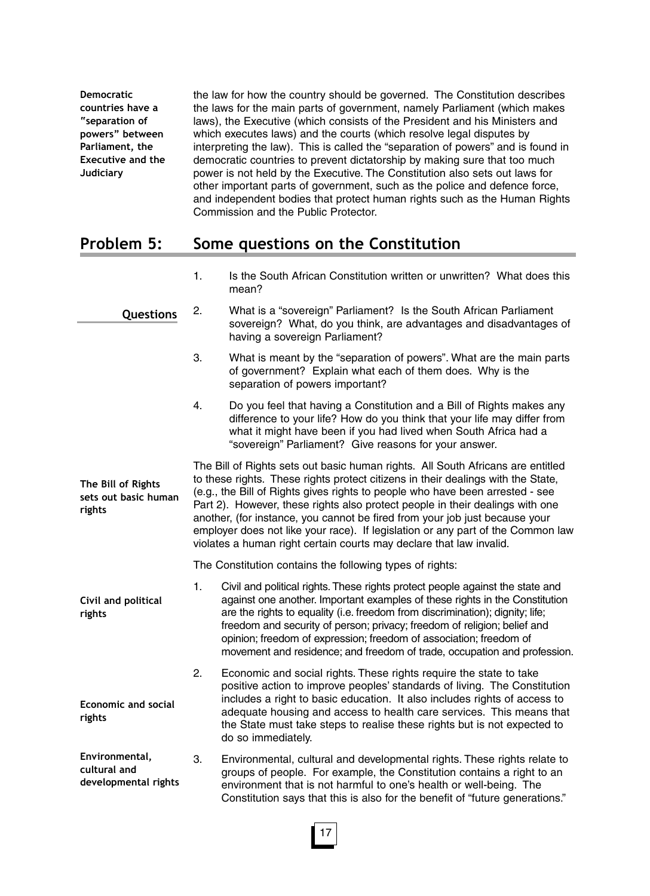**Democratic countries have a "separation of powers" between Parliament, the Executive and the Judiciary**

the law for how the country should be governed. The Constitution describes the laws for the main parts of government, namely Parliament (which makes laws), the Executive (which consists of the President and his Ministers and which executes laws) and the courts (which resolve legal disputes by interpreting the law). This is called the "separation of powers" and is found in democratic countries to prevent dictatorship by making sure that too much power is not held by the Executive. The Constitution also sets out laws for other important parts of government, such as the police and defence force, and independent bodies that protect human rights such as the Human Rights Commission and the Public Protector.

## Problem 5: Some questions on the Constitution

**Questions**

1. Is the South African Constitution written or unwritten? What does this mean?
2. What is a "sovereign" Parliament? Is the South African Parliament sovereign? What, do you think, are advantages and disadvantages of having a sovereign Parliament?
3. What is meant by the "separation of powers". What are the main parts of government? Explain what each of them does. Why is the separation of powers important?
4. Do you feel that having a Constitution and a Bill of Rights makes any difference to your life? How do you think that your life may differ from what it might have been if you had lived when South Africa had a "sovereign" Parliament? Give reasons for your answer.

**The Bill of Rights sets out basic human rights**

The Bill of Rights sets out basic human rights. All South Africans are entitled to these rights. These rights protect citizens in their dealings with the State, (e.g., the Bill of Rights gives rights to people who have been arrested - see Part 2). However, these rights also protect people in their dealings with one another, (for instance, you cannot be fired from your job just because your employer does not like your race). If legislation or any part of the Common law violates a human right certain courts may declare that law invalid.

The Constitution contains the following types of rights:

**Civil and political rights**

1. Civil and political rights. These rights protect people against the state and against one another. Important examples of these rights in the Constitution are the rights to equality (i.e. freedom from discrimination); dignity; life; freedom and security of person; privacy; freedom of religion; belief and opinion; freedom of expression; freedom of association; freedom of movement and residence; and freedom of trade, occupation and profession.

**Economic and social rights**

2. Economic and social rights. These rights require the state to take positive action to improve peoples' standards of living. The Constitution includes a right to basic education. It also includes rights of access to adequate housing and access to health care services. This means that the State must take steps to realise these rights but is not expected to do so immediately.

**Environmental, cultural and developmental rights**

3. Environmental, cultural and developmental rights. These rights relate to groups of people. For example, the Constitution contains a right to an environment that is not harmful to one's health or well-being. The Constitution says that this is also for the benefit of "future generations."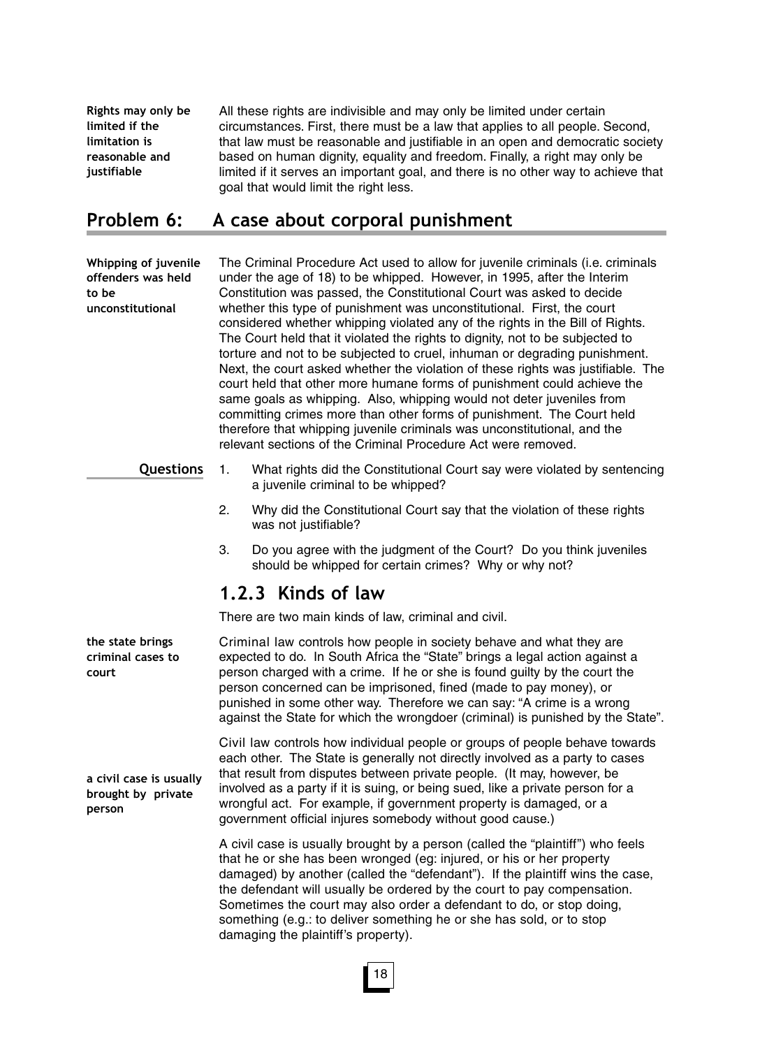**Rights may only be limited if the limitation is reasonable and justifiable**

All these rights are indivisible and may only be limited under certain circumstances. First, there must be a law that applies to all people. Second, that law must be reasonable and justifiable in an open and democratic society based on human dignity, equality and freedom. Finally, a right may only be limited if it serves an important goal, and there is no other way to achieve that goal that would limit the right less.

## Problem 6: A case about corporal punishment

**Whipping of juvenile offenders was held to be unconstitutional**

The Criminal Procedure Act used to allow for juvenile criminals (i.e. criminals under the age of 18) to be whipped. However, in 1995, after the Interim Constitution was passed, the Constitutional Court was asked to decide whether this type of punishment was unconstitutional. First, the court considered whether whipping violated any of the rights in the Bill of Rights. The Court held that it violated the rights to dignity, not to be subjected to torture and not to be subjected to cruel, inhuman or degrading punishment. Next, the court asked whether the violation of these rights was justifiable. The court held that other more humane forms of punishment could achieve the same goals as whipping. Also, whipping would not deter juveniles from committing crimes more than other forms of punishment. The Court held therefore that whipping juvenile criminals was unconstitutional, and the relevant sections of the Criminal Procedure Act were removed.

**Questions**

1. What rights did the Constitutional Court say were violated by sentencing a juvenile criminal to be whipped?
2. Why did the Constitutional Court say that the violation of these rights was not justifiable?
3. Do you agree with the judgment of the Court? Do you think juveniles should be whipped for certain crimes? Why or why not?

### 1.2.3 Kinds of law

There are two main kinds of law, criminal and civil.

**the state brings criminal cases to court**

Criminal law controls how people in society behave and what they are expected to do. In South Africa the "State" brings a legal action against a person charged with a crime. If he or she is found guilty by the court the person concerned can be imprisoned, fined (made to pay money), or punished in some other way. Therefore we can say: "A crime is a wrong against the State for which the wrongdoer (criminal) is punished by the State".

**a civil case is usually brought by private person**

Civil law controls how individual people or groups of people behave towards each other. The State is generally not directly involved as a party to cases that result from disputes between private people. (It may, however, be involved as a party if it is suing, or being sued, like a private person for a wrongful act. For example, if government property is damaged, or a government official injures somebody without good cause.)

A civil case is usually brought by a person (called the "plaintiff") who feels that he or she has been wronged (eg: injured, or his or her property damaged) by another (called the "defendant"). If the plaintiff wins the case, the defendant will usually be ordered by the court to pay compensation. Sometimes the court may also order a defendant to do, or stop doing, something (e.g.: to deliver something he or she has sold, or to stop damaging the plaintiff's property).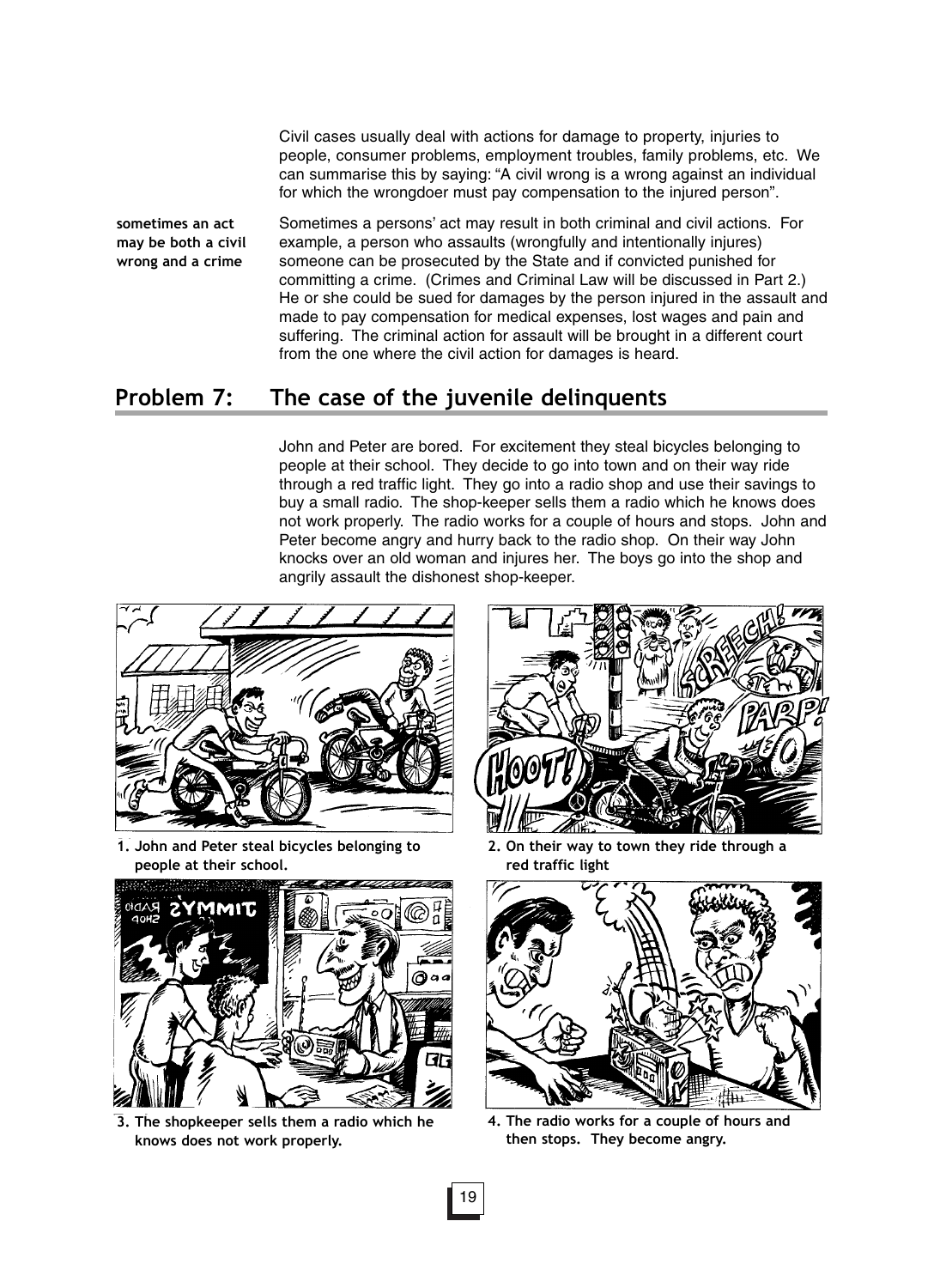Civil cases usually deal with actions for damage to property, injuries to people, consumer problems, employment troubles, family problems, etc. We can summarise this by saying: "A civil wrong is a wrong against an individual for which the wrongdoer must pay compensation to the injured person".

**sometimes an act may be both a civil wrong and a crime**

Sometimes a persons' act may result in both criminal and civil actions. For example, a person who assaults (wrongfully and intentionally injures) someone can be prosecuted by the State and if convicted punished for committing a crime. (Crimes and Criminal Law will be discussed in Part 2.) He or she could be sued for damages by the person injured in the assault and made to pay compensation for medical expenses, lost wages and pain and suffering. The criminal action for assault will be brought in a different court from the one where the civil action for damages is heard.

## Problem 7: The case of the juvenile delinquents

John and Peter are bored. For excitement they steal bicycles belonging to people at their school. They decide to go into town and on their way ride through a red traffic light. They go into a radio shop and use their savings to buy a small radio. The shop-keeper sells them a radio which he knows does not work properly. The radio works for a couple of hours and stops. John and Peter become angry and hurry back to the radio shop. On their way John knocks over an old woman and injures her. The boys go into the shop and angrily assault the dishonest shop-keeper.

**1. John and Peter steal bicycles belonging to people at their school.**

**2. On their way to town they ride through a red traffic light**

**3. The shopkeeper sells them a radio which he knows does not work properly.**

**4. The radio works for a couple of hours and then stops. They become angry.**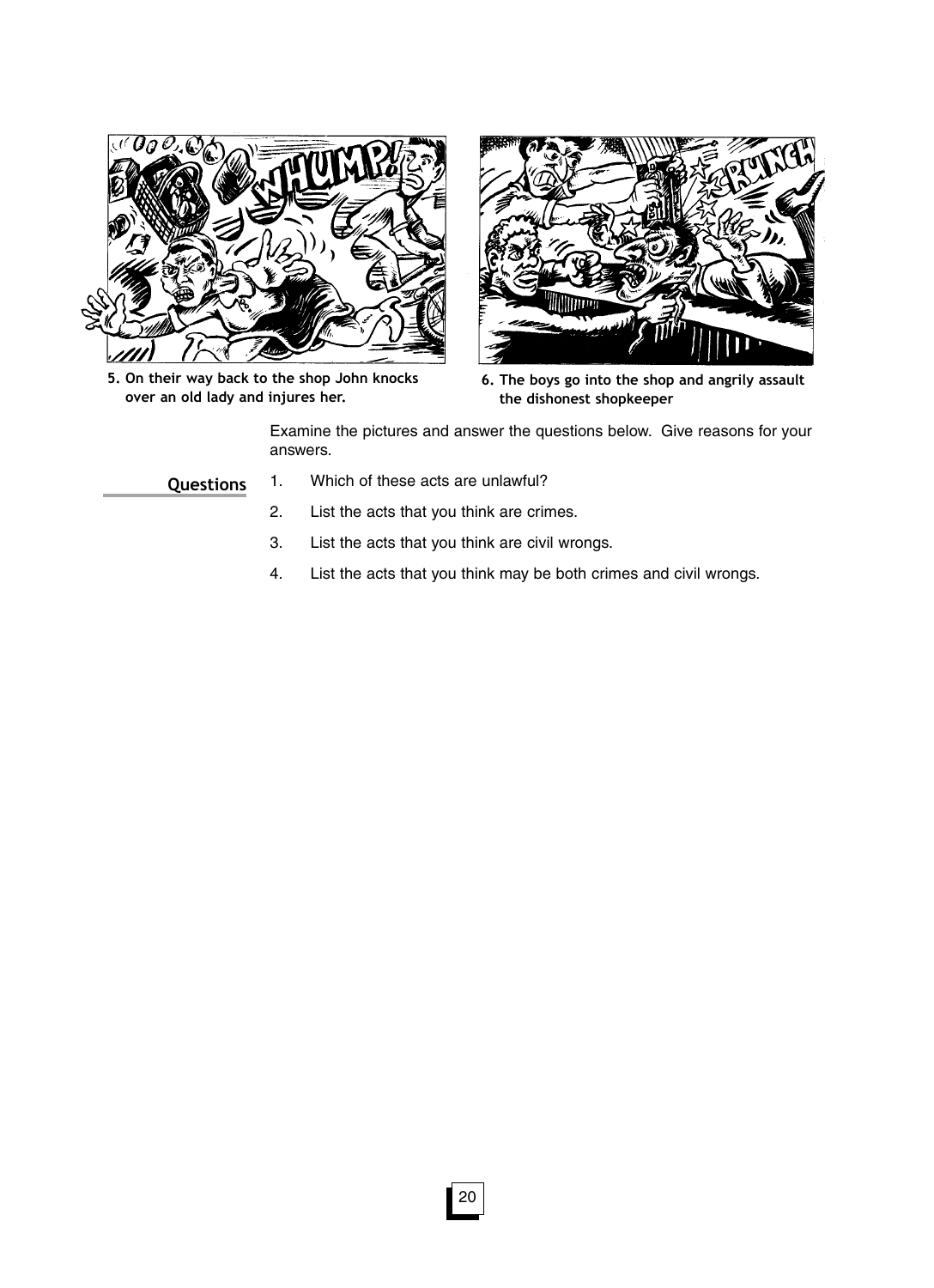5. On their way back to the shop John knocks over an old lady and injures her.

6. The boys go into the shop and angrily assault the dishonest shopkeeper

Examine the pictures and answer the questions below. Give reasons for your answers.

**Questions**

1. Which of these acts are unlawful?
2. List the acts that you think are crimes.
3. List the acts that you think are civil wrongs.
4. List the acts that you think may be both crimes and civil wrongs.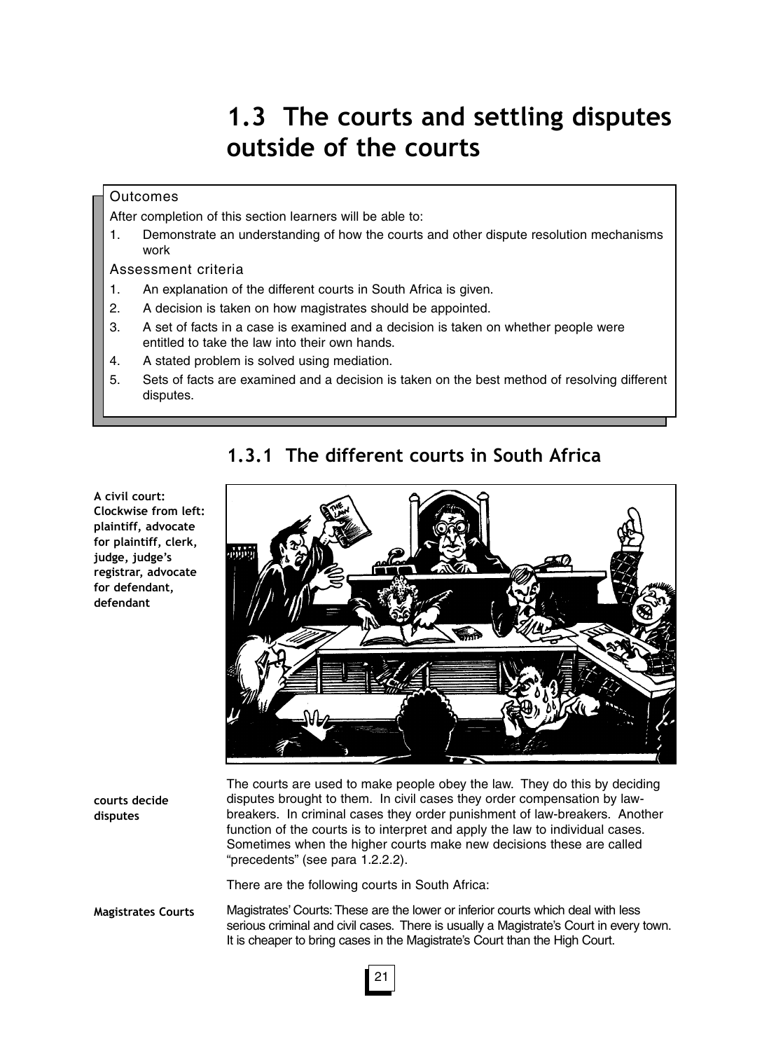# 1.3 The courts and settling disputes outside of the courts

**Outcomes**

After completion of this section learners will be able to:

1. Demonstrate an understanding of how the courts and other dispute resolution mechanisms work

**Assessment criteria**

1. An explanation of the different courts in South Africa is given.
2. A decision is taken on how magistrates should be appointed.
3. A set of facts in a case is examined and a decision is taken on whether people were entitled to take the law into their own hands.
4. A stated problem is solved using mediation.
5. Sets of facts are examined and a decision is taken on the best method of resolving different disputes.

## 1.3.1 The different courts in South Africa

**A civil court: Clockwise from left: plaintiff, advocate for plaintiff, clerk, judge, judge's registrar, advocate for defendant, defendant**

**courts decide disputes**

The courts are used to make people obey the law. They do this by deciding disputes brought to them. In civil cases they order compensation by law-breakers. In criminal cases they order punishment of law-breakers. Another function of the courts is to interpret and apply the law to individual cases. Sometimes when the higher courts make new decisions these are called "precedents" (see para 1.2.2.2).

There are the following courts in South Africa:

**Magistrates Courts**

Magistrates' Courts: These are the lower or inferior courts which deal with less serious criminal and civil cases. There is usually a Magistrate's Court in every town. It is cheaper to bring cases in the Magistrate's Court than the High Court.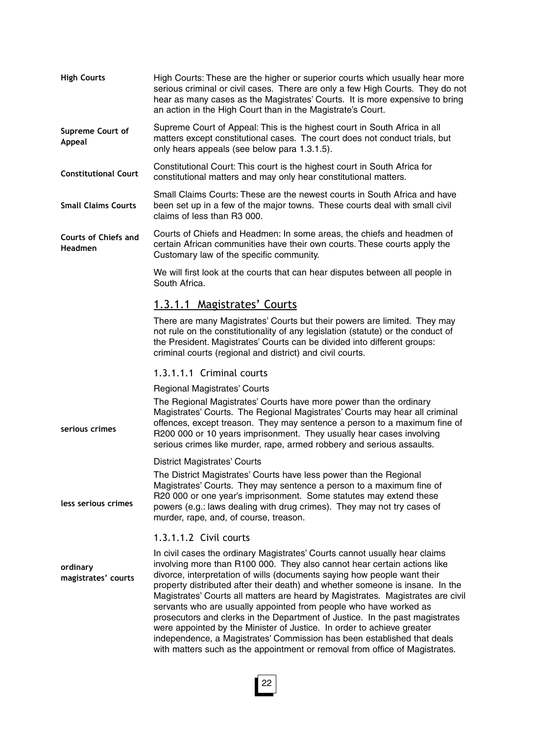**High Courts**

High Courts: These are the higher or superior courts which usually hear more serious criminal or civil cases. There are only a few High Courts. They do not hear as many cases as the Magistrates' Courts. It is more expensive to bring an action in the High Court than in the Magistrate's Court.

**Supreme Court of Appeal**

Supreme Court of Appeal: This is the highest court in South Africa in all matters except constitutional cases. The court does not conduct trials, but only hears appeals (see below para 1.3.1.5).

**Constitutional Court**

Constitutional Court: This court is the highest court in South Africa for constitutional matters and may only hear constitutional matters.

**Small Claims Courts**

Small Claims Courts: These are the newest courts in South Africa and have been set up in a few of the major towns. These courts deal with small civil claims of less than R3 000.

**Courts of Chiefs and Headmen**

Courts of Chiefs and Headmen: In some areas, the chiefs and headmen of certain African communities have their own courts. These courts apply the Customary law of the specific community.

We will first look at the courts that can hear disputes between all people in South Africa.

## 1.3.1.1 Magistrates' Courts

There are many Magistrates' Courts but their powers are limited. They may not rule on the constitutionality of any legislation (statute) or the conduct of the President. Magistrates' Courts can be divided into different groups: criminal courts (regional and district) and civil courts.

### 1.3.1.1.1 Criminal courts

Regional Magistrates' Courts

**serious crimes**

The Regional Magistrates' Courts have more power than the ordinary Magistrates' Courts. The Regional Magistrates' Courts may hear all criminal offences, except treason. They may sentence a person to a maximum fine of R200 000 or 10 years imprisonment. They usually hear cases involving serious crimes like murder, rape, armed robbery and serious assaults.

District Magistrates' Courts

**less serious crimes**

The District Magistrates' Courts have less power than the Regional Magistrates' Courts. They may sentence a person to a maximum fine of R20 000 or one year's imprisonment. Some statutes may extend these powers (e.g.: laws dealing with drug crimes). They may not try cases of murder, rape, and, of course, treason.

### 1.3.1.1.2 Civil courts

**ordinary magistrates' courts**

In civil cases the ordinary Magistrates' Courts cannot usually hear claims involving more than R100 000. They also cannot hear certain actions like divorce, interpretation of wills (documents saying how people want their property distributed after their death) and whether someone is insane. In the Magistrates' Courts all matters are heard by Magistrates. Magistrates are civil servants who are usually appointed from people who have worked as prosecutors and clerks in the Department of Justice. In the past magistrates were appointed by the Minister of Justice. In order to achieve greater independence, a Magistrates' Commission has been established that deals with matters such as the appointment or removal from office of Magistrates.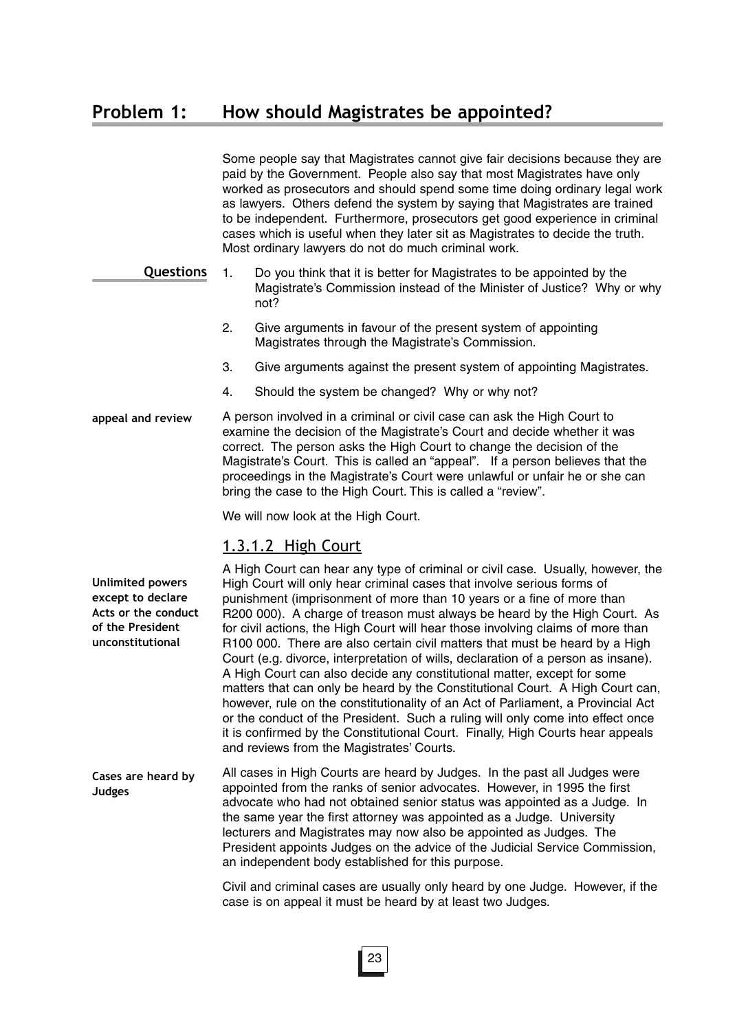## Problem 1: How should Magistrates be appointed?

Some people say that Magistrates cannot give fair decisions because they are paid by the Government. People also say that most Magistrates have only worked as prosecutors and should spend some time doing ordinary legal work as lawyers. Others defend the system by saying that Magistrates are trained to be independent. Furthermore, prosecutors get good experience in criminal cases which is useful when they later sit as Magistrates to decide the truth. Most ordinary lawyers do not do much criminal work.

**Questions**

1. Do you think that it is better for Magistrates to be appointed by the Magistrate's Commission instead of the Minister of Justice? Why or why not?
2. Give arguments in favour of the present system of appointing Magistrates through the Magistrate's Commission.
3. Give arguments against the present system of appointing Magistrates.
4. Should the system be changed? Why or why not?

**appeal and review**

A person involved in a criminal or civil case can ask the High Court to examine the decision of the Magistrate's Court and decide whether it was correct. The person asks the High Court to change the decision of the Magistrate's Court. This is called an "appeal". If a person believes that the proceedings in the Magistrate's Court were unlawful or unfair he or she can bring the case to the High Court. This is called a "review".

We will now look at the High Court.

### 1.3.1.2 High Court

**Unlimited powers except to declare Acts or the conduct of the President unconstitutional**

A High Court can hear any type of criminal or civil case. Usually, however, the High Court will only hear criminal cases that involve serious forms of punishment (imprisonment of more than 10 years or a fine of more than R200 000). A charge of treason must always be heard by the High Court. As for civil actions, the High Court will hear those involving claims of more than R100 000. There are also certain civil matters that must be heard by a High Court (e.g. divorce, interpretation of wills, declaration of a person as insane). A High Court can also decide any constitutional matter, except for some matters that can only be heard by the Constitutional Court. A High Court can, however, rule on the constitutionality of an Act of Parliament, a Provincial Act or the conduct of the President. Such a ruling will only come into effect once it is confirmed by the Constitutional Court. Finally, High Courts hear appeals and reviews from the Magistrates' Courts.

**Cases are heard by Judges**

All cases in High Courts are heard by Judges. In the past all Judges were appointed from the ranks of senior advocates. However, in 1995 the first advocate who had not obtained senior status was appointed as a Judge. In the same year the first attorney was appointed as a Judge. University lecturers and Magistrates may now also be appointed as Judges. The President appoints Judges on the advice of the Judicial Service Commission, an independent body established for this purpose.

Civil and criminal cases are usually only heard by one Judge. However, if the case is on appeal it must be heard by at least two Judges.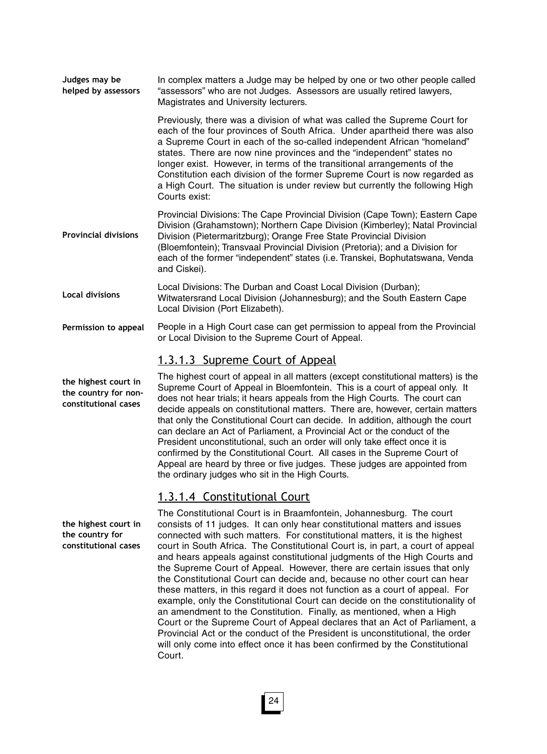**Judges may be helped by assessors**

In complex matters a Judge may be helped by one or two other people called "assessors" who are not Judges. Assessors are usually retired lawyers, Magistrates and University lecturers.

Previously, there was a division of what was called the Supreme Court for each of the four provinces of South Africa. Under apartheid there was also a Supreme Court in each of the so-called independent African "homeland" states. There are now nine provinces and the "independent" states no longer exist. However, in terms of the transitional arrangements of the Constitution each division of the former Supreme Court is now regarded as a High Court. The situation is under review but currently the following High Courts exist:

**Provincial divisions**

Provincial Divisions: The Cape Provincial Division (Cape Town); Eastern Cape Division (Grahamstown); Northern Cape Division (Kimberley); Natal Provincial Division (Pietermaritzburg); Orange Free State Provincial Division (Bloemfontein); Transvaal Provincial Division (Pretoria); and a Division for each of the former "independent" states (i.e. Transkei, Bophutatswana, Venda and Ciskei).

**Local divisions**

Local Divisions: The Durban and Coast Local Division (Durban); Witwatersrand Local Division (Johannesburg); and the South Eastern Cape Local Division (Port Elizabeth).

**Permission to appeal**

People in a High Court case can get permission to appeal from the Provincial or Local Division to the Supreme Court of Appeal.

### 1.3.1.3 Supreme Court of Appeal

**the highest court in the country for non-constitutional cases**

The highest court of appeal in all matters (except constitutional matters) is the Supreme Court of Appeal in Bloemfontein. This is a court of appeal only. It does not hear trials; it hears appeals from the High Courts. The court can decide appeals on constitutional matters. There are, however, certain matters that only the Constitutional Court can decide. In addition, although the court can declare an Act of Parliament, a Provincial Act or the conduct of the President unconstitutional, such an order will only take effect once it is confirmed by the Constitutional Court. All cases in the Supreme Court of Appeal are heard by three or five judges. These judges are appointed from the ordinary judges who sit in the High Courts.

### 1.3.1.4 Constitutional Court

**the highest court in the country for constitutional cases**

The Constitutional Court is in Braamfontein, Johannesburg. The court consists of 11 judges. It can only hear constitutional matters and issues connected with such matters. For constitutional matters, it is the highest court in South Africa. The Constitutional Court is, in part, a court of appeal and hears appeals against constitutional judgments of the High Courts and the Supreme Court of Appeal. However, there are certain issues that only the Constitutional Court can decide and, because no other court can hear these matters, in this regard it does not function as a court of appeal. For example, only the Constitutional Court can decide on the constitutionality of an amendment to the Constitution. Finally, as mentioned, when a High Court or the Supreme Court of Appeal declares that an Act of Parliament, a Provincial Act or the conduct of the President is unconstitutional, the order will only come into effect once it has been confirmed by the Constitutional Court.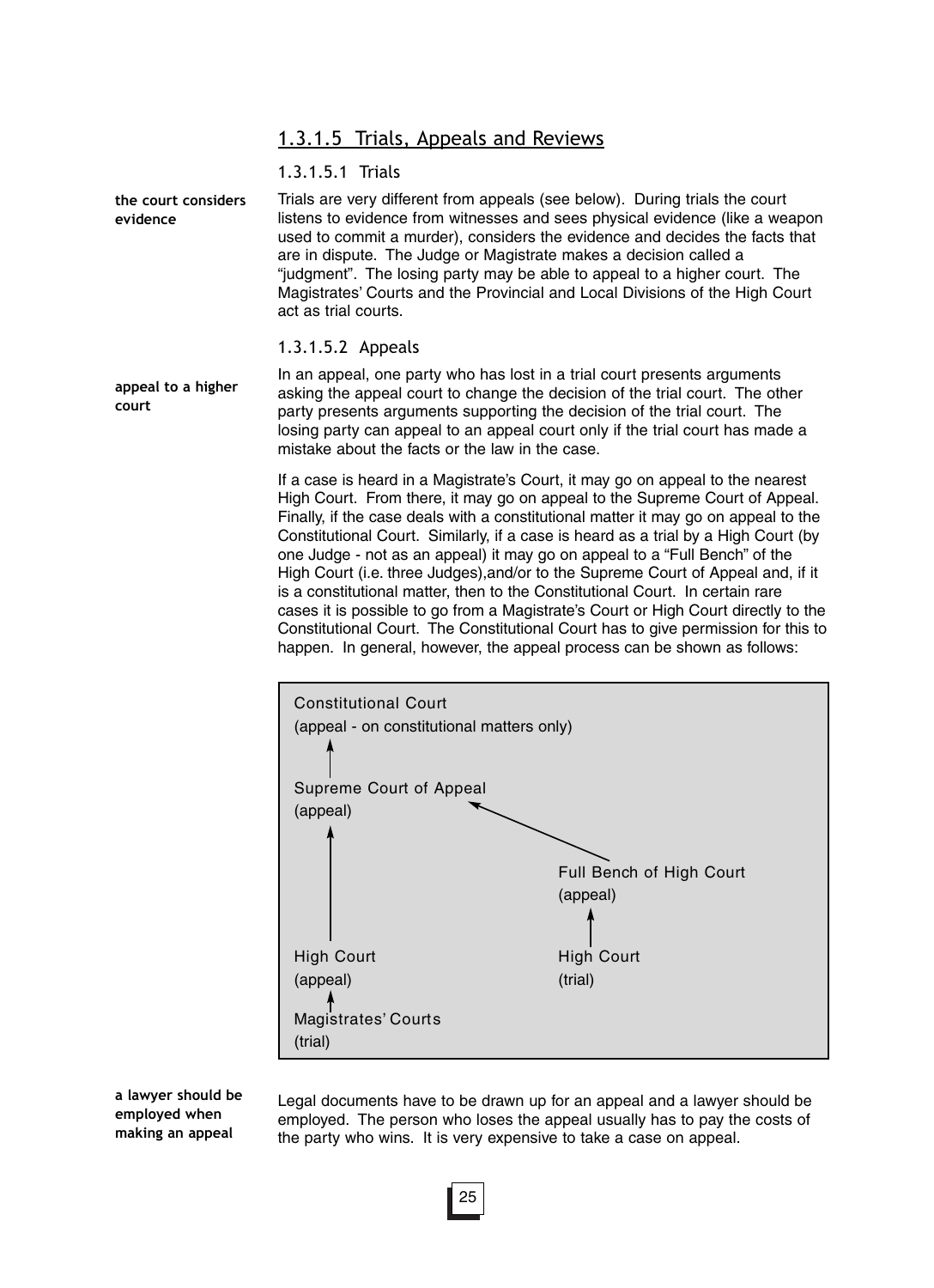## 1.3.1.5 Trials, Appeals and Reviews

### 1.3.1.5.1 Trials

**the court considers evidence**

Trials are very different from appeals (see below). During trials the court listens to evidence from witnesses and sees physical evidence (like a weapon used to commit a murder), considers the evidence and decides the facts that are in dispute. The Judge or Magistrate makes a decision called a "judgment". The losing party may be able to appeal to a higher court. The Magistrates' Courts and the Provincial and Local Divisions of the High Court act as trial courts.

### 1.3.1.5.2 Appeals

**appeal to a higher court**

In an appeal, one party who has lost in a trial court presents arguments asking the appeal court to change the decision of the trial court. The other party presents arguments supporting the decision of the trial court. The losing party can appeal to an appeal court only if the trial court has made a mistake about the facts or the law in the case.

If a case is heard in a Magistrate's Court, it may go on appeal to the nearest High Court. From there, it may go on appeal to the Supreme Court of Appeal. Finally, if the case deals with a constitutional matter it may go on appeal to the Constitutional Court. Similarly, if a case is heard as a trial by a High Court (by one Judge - not as an appeal) it may go on appeal to a "Full Bench" of the High Court (i.e. three Judges),and/or to the Supreme Court of Appeal and, if it is a constitutional matter, then to the Constitutional Court. In certain rare cases it is possible to go from a Magistrate's Court or High Court directly to the Constitutional Court. The Constitutional Court has to give permission for this to happen. In general, however, the appeal process can be shown as follows:

Constitutional Court
(appeal - on constitutional matters only)
↑
Supreme Court of Appeal
(appeal)
↑ (from High Court (appeal)) ↖ (from Full Bench of High Court (appeal))

Full Bench of High Court
(appeal)
↑
High Court
(trial)

High Court
(appeal)
↑
Magistrates' Courts
(trial)

**a lawyer should be employed when making an appeal**

Legal documents have to be drawn up for an appeal and a lawyer should be employed. The person who loses the appeal usually has to pay the costs of the party who wins. It is very expensive to take a case on appeal.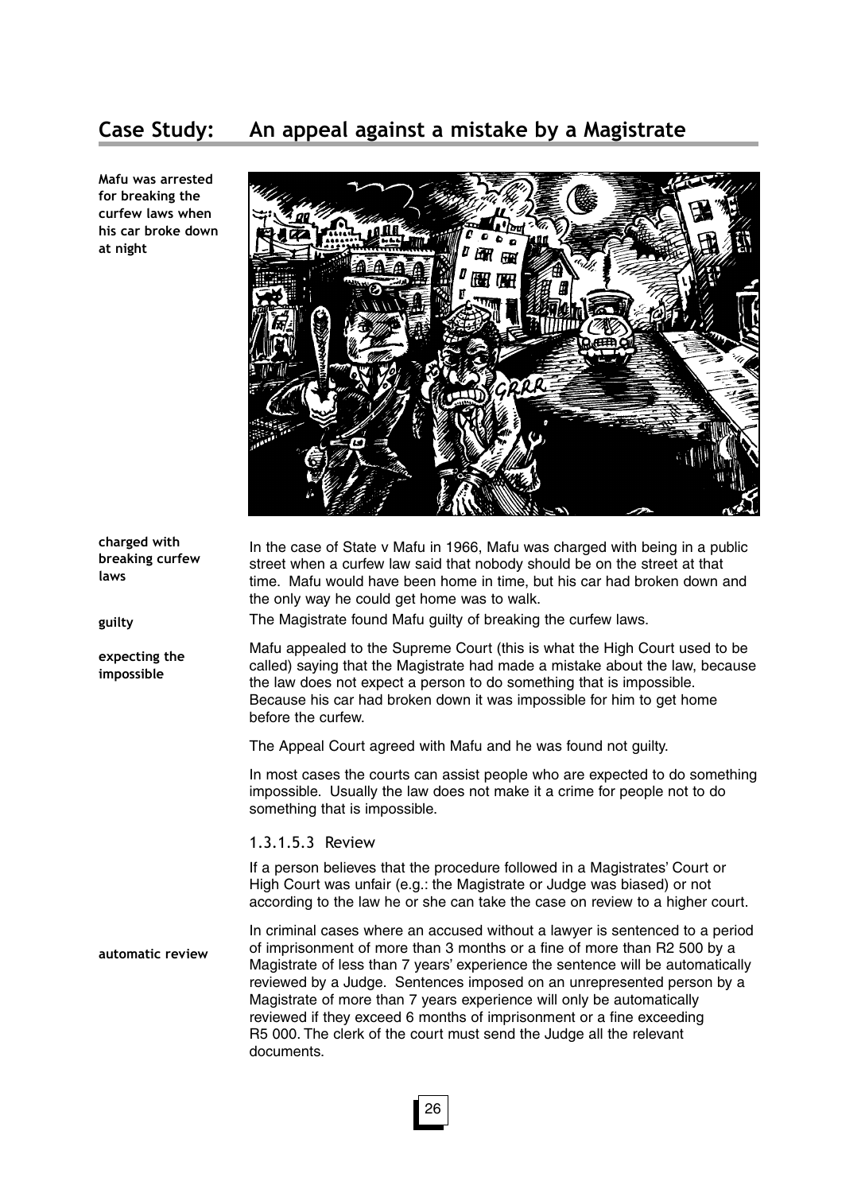## Case Study: An appeal against a mistake by a Magistrate

**Mafu was arrested for breaking the curfew laws when his car broke down at night**

**charged with breaking curfew laws**

In the case of State v Mafu in 1966, Mafu was charged with being in a public street when a curfew law said that nobody should be on the street at that time. Mafu would have been home in time, but his car had broken down and the only way he could get home was to walk.

**guilty**

The Magistrate found Mafu guilty of breaking the curfew laws.

**expecting the impossible**

Mafu appealed to the Supreme Court (this is what the High Court used to be called) saying that the Magistrate had made a mistake about the law, because the law does not expect a person to do something that is impossible. Because his car had broken down it was impossible for him to get home before the curfew.

The Appeal Court agreed with Mafu and he was found not guilty.

In most cases the courts can assist people who are expected to do something impossible. Usually the law does not make it a crime for people not to do something that is impossible.

### 1.3.1.5.3 Review

If a person believes that the procedure followed in a Magistrates' Court or High Court was unfair (e.g.: the Magistrate or Judge was biased) or not according to the law he or she can take the case on review to a higher court.

**automatic review**

In criminal cases where an accused without a lawyer is sentenced to a period of imprisonment of more than 3 months or a fine of more than R2 500 by a Magistrate of less than 7 years' experience the sentence will be automatically reviewed by a Judge. Sentences imposed on an unrepresented person by a Magistrate of more than 7 years experience will only be automatically reviewed if they exceed 6 months of imprisonment or a fine exceeding R5 000. The clerk of the court must send the Judge all the relevant documents.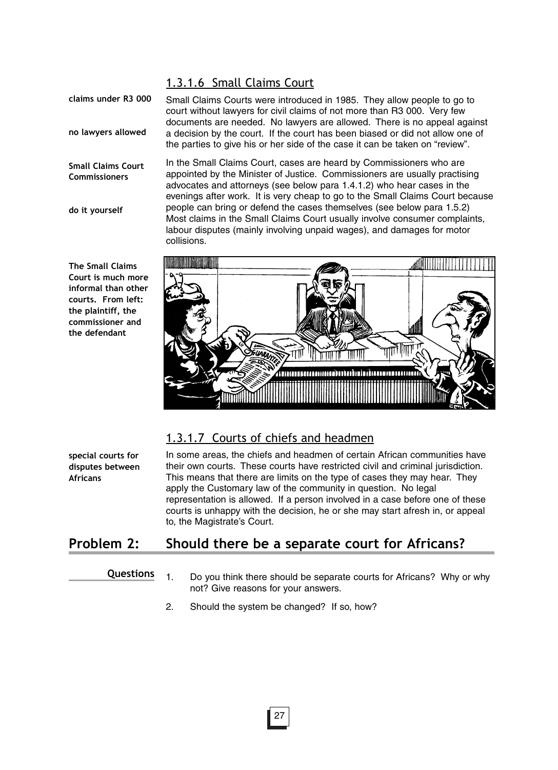### 1.3.1.6 Small Claims Court

**claims under R3 000**

**no lawyers allowed**

Small Claims Courts were introduced in 1985. They allow people to go to court without lawyers for civil claims of not more than R3 000. Very few documents are needed. No lawyers are allowed. There is no appeal against a decision by the court. If the court has been biased or did not allow one of the parties to give his or her side of the case it can be taken on "review".

**Small Claims Court Commissioners**

**do it yourself**

In the Small Claims Court, cases are heard by Commissioners who are appointed by the Minister of Justice. Commissioners are usually practising advocates and attorneys (see below para 1.4.1.2) who hear cases in the evenings after work. It is very cheap to go to the Small Claims Court because people can bring or defend the cases themselves (see below para 1.5.2) Most claims in the Small Claims Court usually involve consumer complaints, labour disputes (mainly involving unpaid wages), and damages for motor collisions.

**The Small Claims Court is much more informal than other courts. From left: the plaintiff, the commissioner and the defendant**

### 1.3.1.7 Courts of chiefs and headmen

**special courts for disputes between Africans**

In some areas, the chiefs and headmen of certain African communities have their own courts. These courts have restricted civil and criminal jurisdiction. This means that there are limits on the type of cases they may hear. They apply the Customary law of the community in question. No legal representation is allowed. If a person involved in a case before one of these courts is unhappy with the decision, he or she may start afresh in, or appeal to, the Magistrate's Court.

## Problem 2: Should there be a separate court for Africans?

**Questions**

1. Do you think there should be separate courts for Africans? Why or why not? Give reasons for your answers.
2. Should the system be changed? If so, how?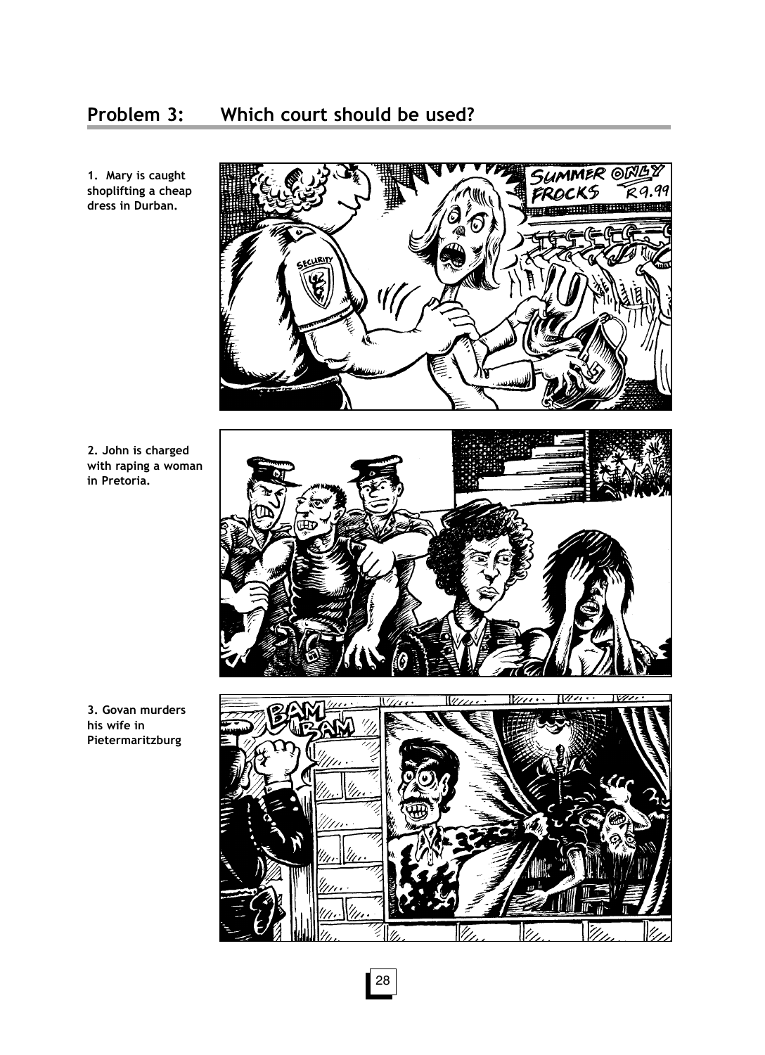## Problem 3: Which court should be used?

**1. Mary is caught shoplifting a cheap dress in Durban.**

**2. John is charged with raping a woman in Pretoria.**

**3. Govan murders his wife in Pietermaritzburg**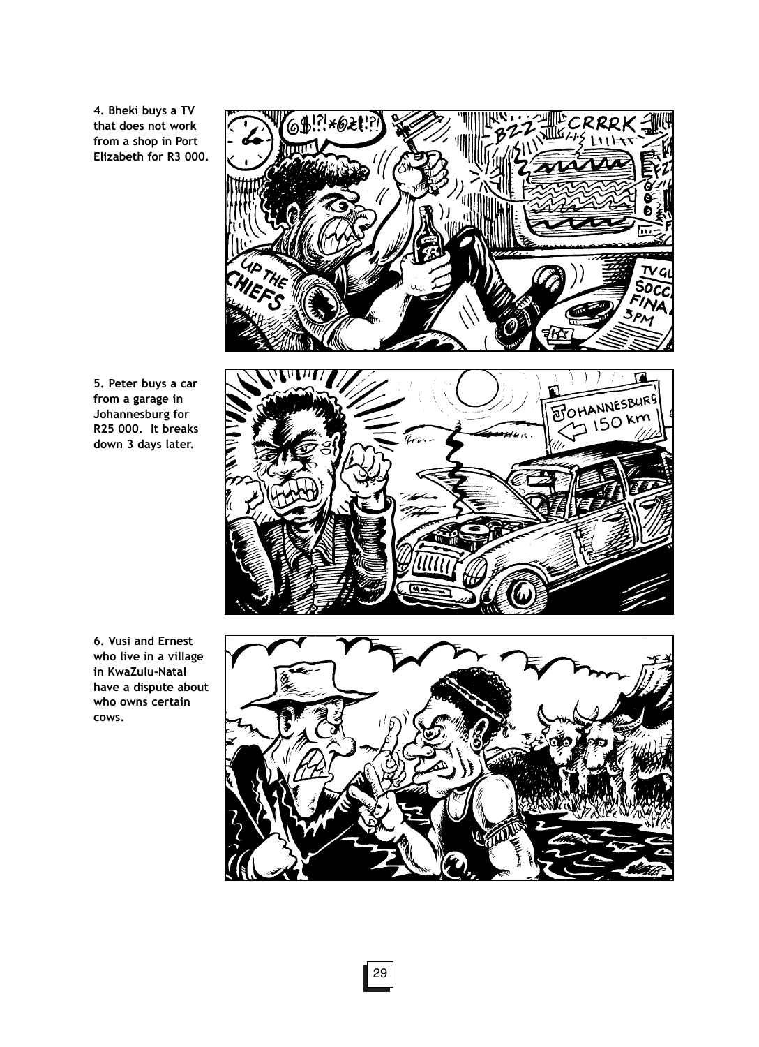4. **Bheki buys a TV that does not work from a shop in Port Elizabeth for R3 000.**

5. **Peter buys a car from a garage in Johannesburg for R25 000. It breaks down 3 days later.**

6. **Vusi and Ernest who live in a village in KwaZulu-Natal have a dispute about who owns certain cows.**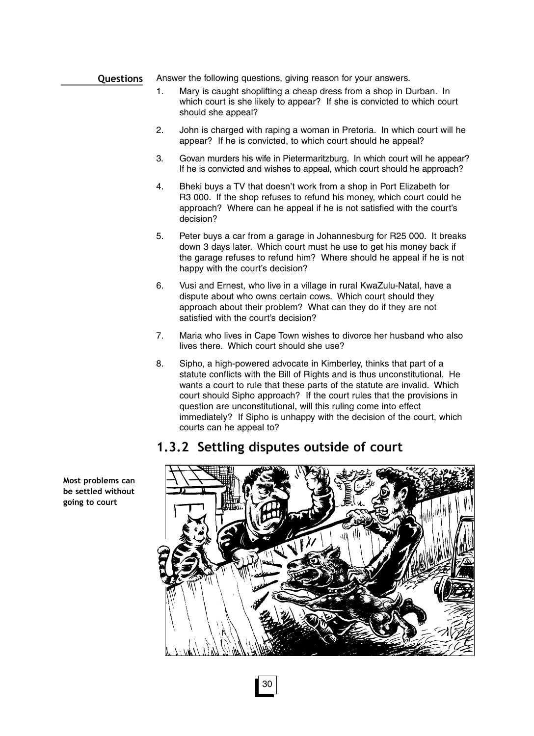**Questions**

Answer the following questions, giving reason for your answers.

1. Mary is caught shoplifting a cheap dress from a shop in Durban. In which court is she likely to appear? If she is convicted to which court should she appeal?

2. John is charged with raping a woman in Pretoria. In which court will he appear? If he is convicted, to which court should he appeal?

3. Govan murders his wife in Pietermaritzburg. In which court will he appear? If he is convicted and wishes to appeal, which court should he approach?

4. Bheki buys a TV that doesn't work from a shop in Port Elizabeth for R3 000. If the shop refuses to refund his money, which court could he approach? Where can he appeal if he is not satisfied with the court's decision?

5. Peter buys a car from a garage in Johannesburg for R25 000. It breaks down 3 days later. Which court must he use to get his money back if the garage refuses to refund him? Where should he appeal if he is not happy with the court's decision?

6. Vusi and Ernest, who live in a village in rural KwaZulu-Natal, have a dispute about who owns certain cows. Which court should they approach about their problem? What can they do if they are not satisfied with the court's decision?

7. Maria who lives in Cape Town wishes to divorce her husband who also lives there. Which court should she use?

8. Sipho, a high-powered advocate in Kimberley, thinks that part of a statute conflicts with the Bill of Rights and is thus unconstitutional. He wants a court to rule that these parts of the statute are invalid. Which court should Sipho approach? If the court rules that the provisions in question are unconstitutional, will this ruling come into effect immediately? If Sipho is unhappy with the decision of the court, which courts can he appeal to?

## 1.3.2 Settling disputes outside of court

**Most problems can be settled without going to court**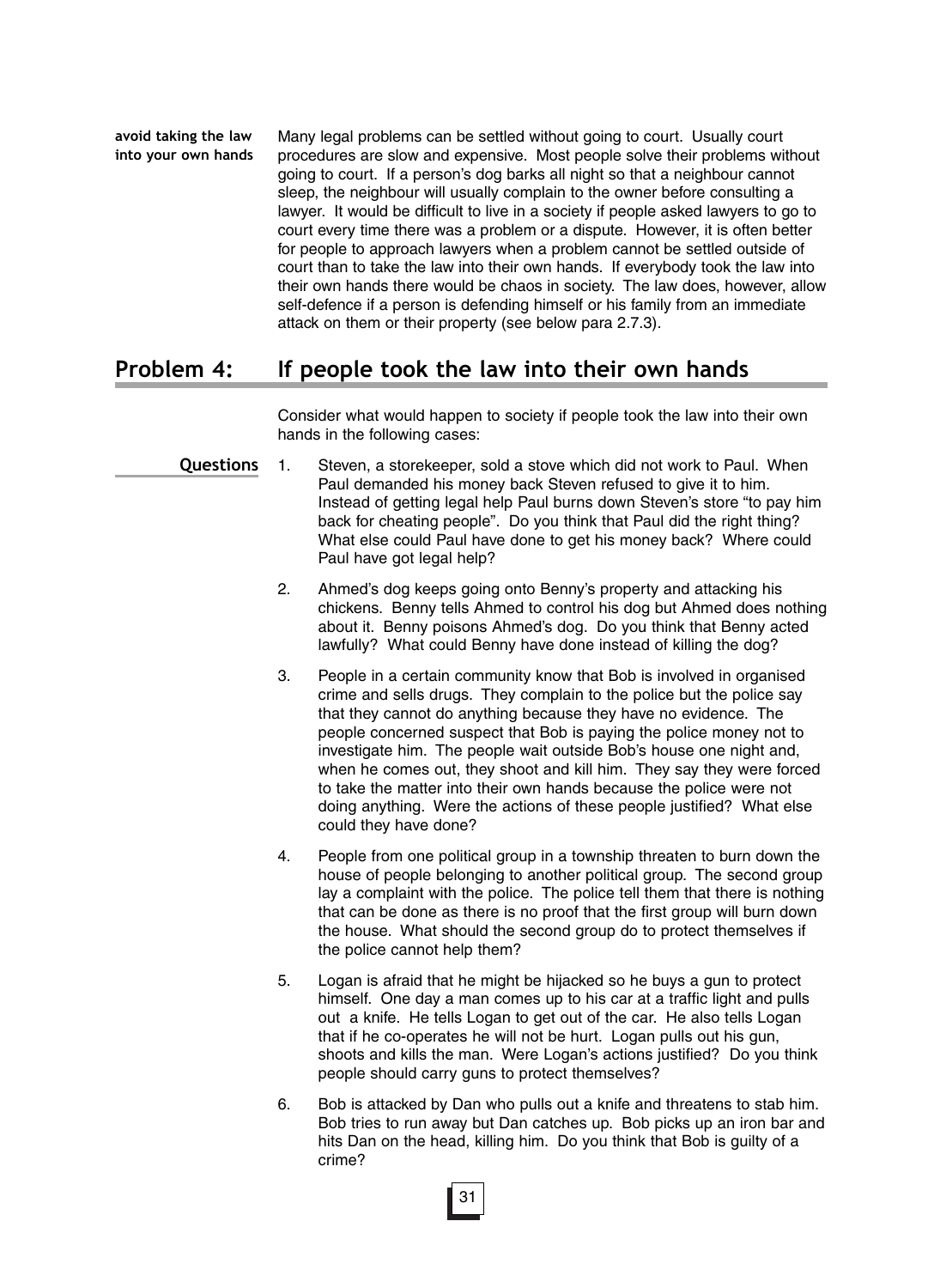**avoid taking the law into your own hands**

Many legal problems can be settled without going to court. Usually court procedures are slow and expensive. Most people solve their problems without going to court. If a person's dog barks all night so that a neighbour cannot sleep, the neighbour will usually complain to the owner before consulting a lawyer. It would be difficult to live in a society if people asked lawyers to go to court every time there was a problem or a dispute. However, it is often better for people to approach lawyers when a problem cannot be settled outside of court than to take the law into their own hands. If everybody took the law into their own hands there would be chaos in society. The law does, however, allow self-defence if a person is defending himself or his family from an immediate attack on them or their property (see below para 2.7.3).

## Problem 4: If people took the law into their own hands

Consider what would happen to society if people took the law into their own hands in the following cases:

**Questions**

1. Steven, a storekeeper, sold a stove which did not work to Paul. When Paul demanded his money back Steven refused to give it to him. Instead of getting legal help Paul burns down Steven's store "to pay him back for cheating people". Do you think that Paul did the right thing? What else could Paul have done to get his money back? Where could Paul have got legal help?

2. Ahmed's dog keeps going onto Benny's property and attacking his chickens. Benny tells Ahmed to control his dog but Ahmed does nothing about it. Benny poisons Ahmed's dog. Do you think that Benny acted lawfully? What could Benny have done instead of killing the dog?

3. People in a certain community know that Bob is involved in organised crime and sells drugs. They complain to the police but the police say that they cannot do anything because they have no evidence. The people concerned suspect that Bob is paying the police money not to investigate him. The people wait outside Bob's house one night and, when he comes out, they shoot and kill him. They say they were forced to take the matter into their own hands because the police were not doing anything. Were the actions of these people justified? What else could they have done?

4. People from one political group in a township threaten to burn down the house of people belonging to another political group. The second group lay a complaint with the police. The police tell them that there is nothing that can be done as there is no proof that the first group will burn down the house. What should the second group do to protect themselves if the police cannot help them?

5. Logan is afraid that he might be hijacked so he buys a gun to protect himself. One day a man comes up to his car at a traffic light and pulls out a knife. He tells Logan to get out of the car. He also tells Logan that if he co-operates he will not be hurt. Logan pulls out his gun, shoots and kills the man. Were Logan's actions justified? Do you think people should carry guns to protect themselves?

6. Bob is attacked by Dan who pulls out a knife and threatens to stab him. Bob tries to run away but Dan catches up. Bob picks up an iron bar and hits Dan on the head, killing him. Do you think that Bob is guilty of a crime?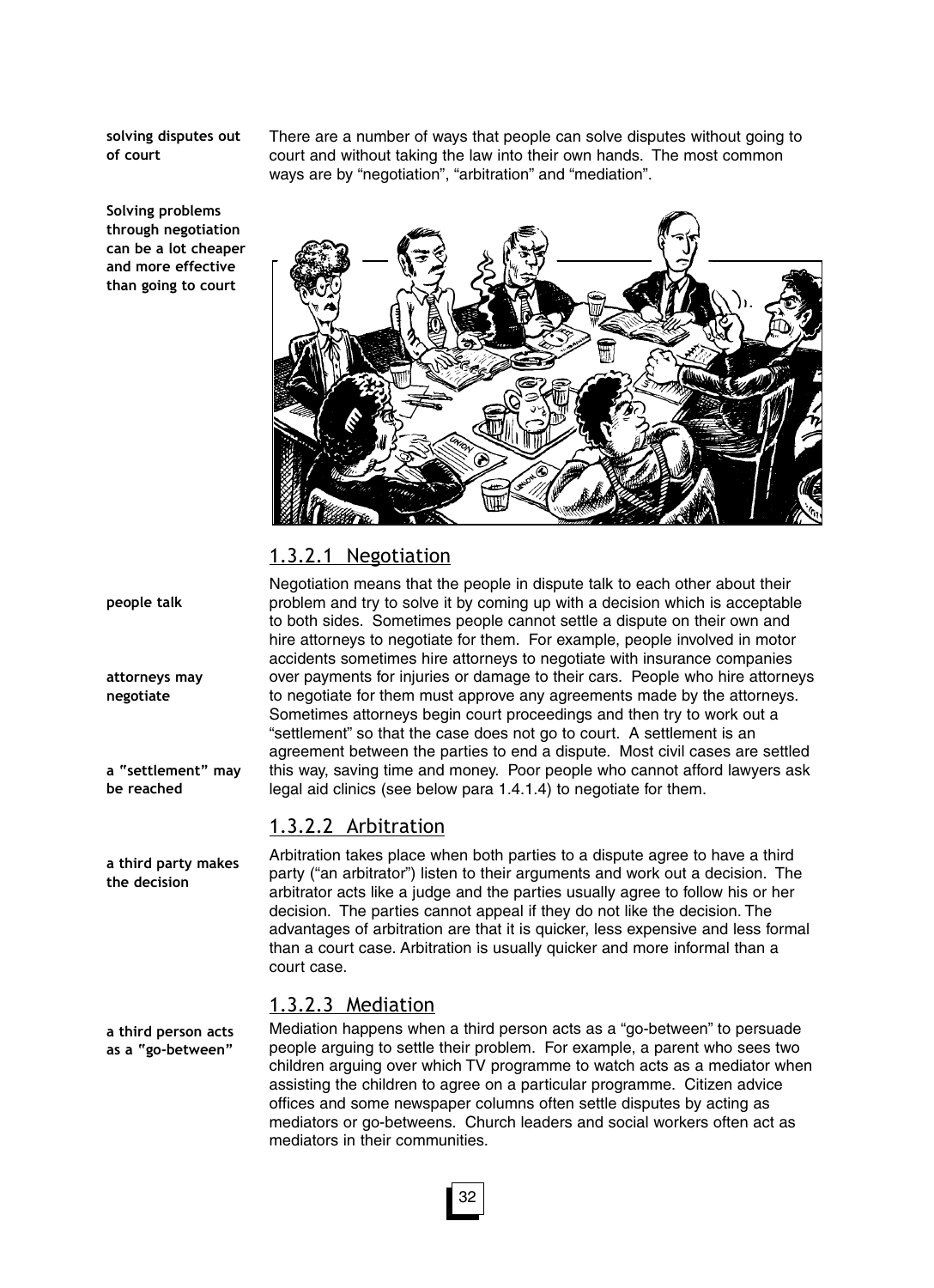**solving disputes out of court**

There are a number of ways that people can solve disputes without going to court and without taking the law into their own hands. The most common ways are by "negotiation", "arbitration" and "mediation".

**Solving problems through negotiation can be a lot cheaper and more effective than going to court**

### 1.3.2.1 Negotiation

**people talk**

**attorneys may negotiate**

**a "settlement" may be reached**

Negotiation means that the people in dispute talk to each other about their problem and try to solve it by coming up with a decision which is acceptable to both sides. Sometimes people cannot settle a dispute on their own and hire attorneys to negotiate for them. For example, people involved in motor accidents sometimes hire attorneys to negotiate with insurance companies over payments for injuries or damage to their cars. People who hire attorneys to negotiate for them must approve any agreements made by the attorneys. Sometimes attorneys begin court proceedings and then try to work out a "settlement" so that the case does not go to court. A settlement is an agreement between the parties to end a dispute. Most civil cases are settled this way, saving time and money. Poor people who cannot afford lawyers ask legal aid clinics (see below para 1.4.1.4) to negotiate for them.

### 1.3.2.2 Arbitration

**a third party makes the decision**

Arbitration takes place when both parties to a dispute agree to have a third party ("an arbitrator") listen to their arguments and work out a decision. The arbitrator acts like a judge and the parties usually agree to follow his or her decision. The parties cannot appeal if they do not like the decision. The advantages of arbitration are that it is quicker, less expensive and less formal than a court case. Arbitration is usually quicker and more informal than a court case.

### 1.3.2.3 Mediation

**a third person acts as a "go-between"**

Mediation happens when a third person acts as a "go-between" to persuade people arguing to settle their problem. For example, a parent who sees two children arguing over which TV programme to watch acts as a mediator when assisting the children to agree on a particular programme. Citizen advice offices and some newspaper columns often settle disputes by acting as mediators or go-betweens. Church leaders and social workers often act as mediators in their communities.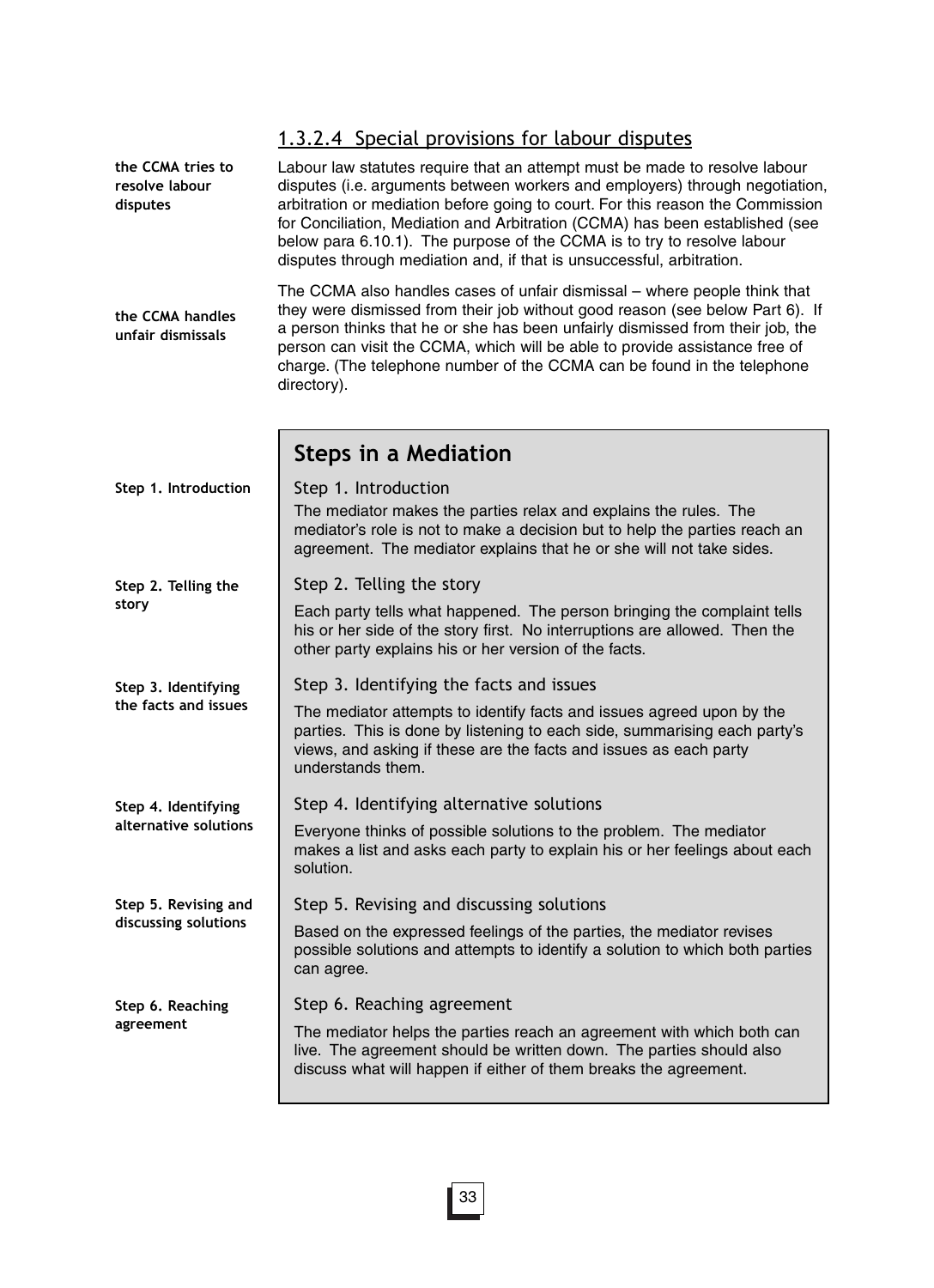### 1.3.2.4 Special provisions for labour disputes

**the CCMA tries to resolve labour disputes**

Labour law statutes require that an attempt must be made to resolve labour disputes (i.e. arguments between workers and employers) through negotiation, arbitration or mediation before going to court. For this reason the Commission for Conciliation, Mediation and Arbitration (CCMA) has been established (see below para 6.10.1). The purpose of the CCMA is to try to resolve labour disputes through mediation and, if that is unsuccessful, arbitration.

**the CCMA handles unfair dismissals**

The CCMA also handles cases of unfair dismissal – where people think that they were dismissed from their job without good reason (see below Part 6). If a person thinks that he or she has been unfairly dismissed from their job, the person can visit the CCMA, which will be able to provide assistance free of charge. (The telephone number of the CCMA can be found in the telephone directory).

## Steps in a Mediation

**Step 1. Introduction**

Step 1. Introduction

The mediator makes the parties relax and explains the rules. The mediator's role is not to make a decision but to help the parties reach an agreement. The mediator explains that he or she will not take sides.

**Step 2. Telling the story**

Step 2. Telling the story

Each party tells what happened. The person bringing the complaint tells his or her side of the story first. No interruptions are allowed. Then the other party explains his or her version of the facts.

**Step 3. Identifying the facts and issues**

Step 3. Identifying the facts and issues

The mediator attempts to identify facts and issues agreed upon by the parties. This is done by listening to each side, summarising each party's views, and asking if these are the facts and issues as each party understands them.

**Step 4. Identifying alternative solutions**

Step 4. Identifying alternative solutions

Everyone thinks of possible solutions to the problem. The mediator makes a list and asks each party to explain his or her feelings about each solution.

**Step 5. Revising and discussing solutions**

Step 5. Revising and discussing solutions

Based on the expressed feelings of the parties, the mediator revises possible solutions and attempts to identify a solution to which both parties can agree.

**Step 6. Reaching agreement**

Step 6. Reaching agreement

The mediator helps the parties reach an agreement with which both can live. The agreement should be written down. The parties should also discuss what will happen if either of them breaks the agreement.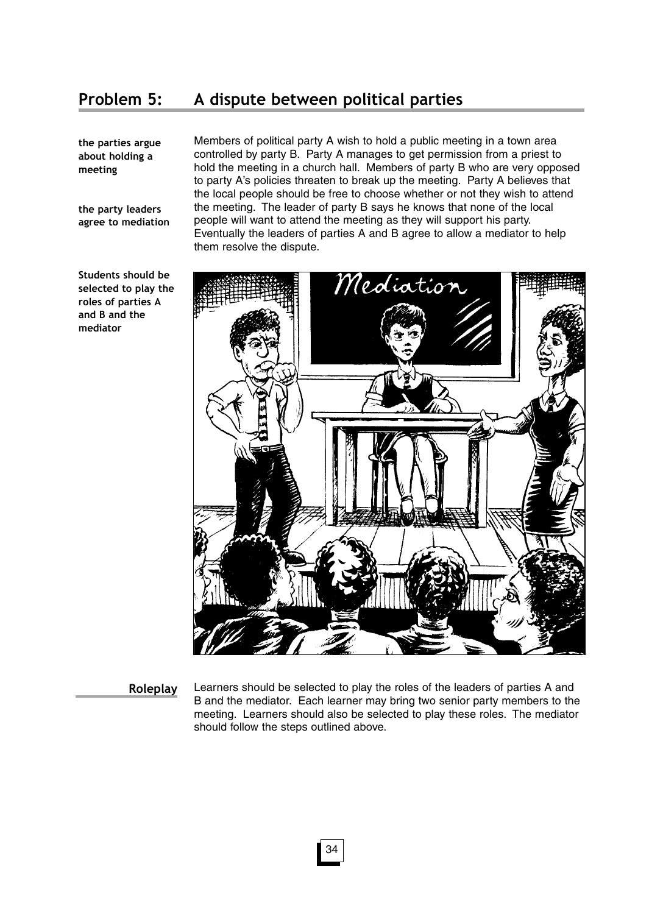## Problem 5: A dispute between political parties

**the parties argue about holding a meeting**

**the party leaders agree to mediation**

Members of political party A wish to hold a public meeting in a town area controlled by party B. Party A manages to get permission from a priest to hold the meeting in a church hall. Members of party B who are very opposed to party A's policies threaten to break up the meeting. Party A believes that the local people should be free to choose whether or not they wish to attend the meeting. The leader of party B says he knows that none of the local people will want to attend the meeting as they will support his party. Eventually the leaders of parties A and B agree to allow a mediator to help them resolve the dispute.

**Students should be selected to play the roles of parties A and B and the mediator**

### Roleplay

Learners should be selected to play the roles of the leaders of parties A and B and the mediator. Each learner may bring two senior party members to the meeting. Learners should also be selected to play these roles. The mediator should follow the steps outlined above.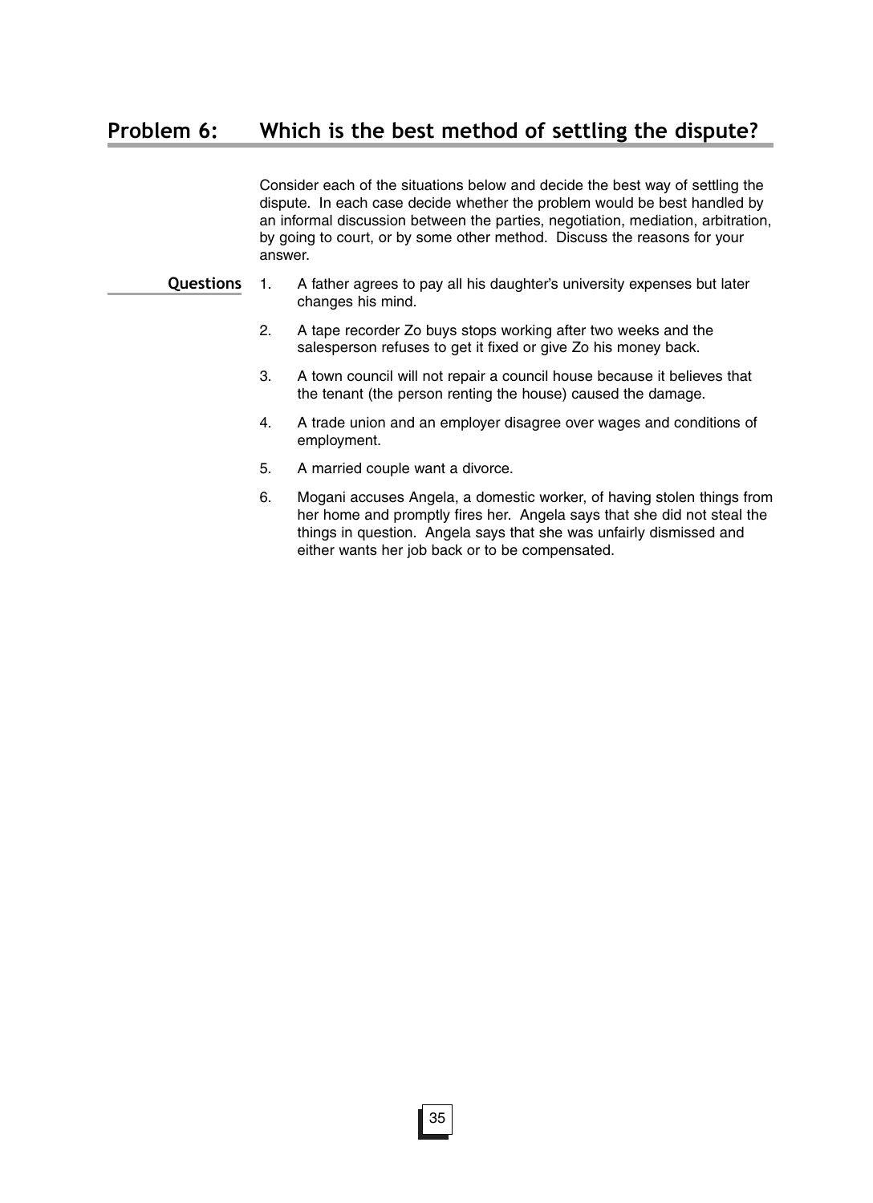## Problem 6: Which is the best method of settling the dispute?

Consider each of the situations below and decide the best way of settling the dispute. In each case decide whether the problem would be best handled by an informal discussion between the parties, negotiation, mediation, arbitration, by going to court, or by some other method. Discuss the reasons for your answer.

**Questions**

1. A father agrees to pay all his daughter's university expenses but later changes his mind.
2. A tape recorder Zo buys stops working after two weeks and the salesperson refuses to get it fixed or give Zo his money back.
3. A town council will not repair a council house because it believes that the tenant (the person renting the house) caused the damage.
4. A trade union and an employer disagree over wages and conditions of employment.
5. A married couple want a divorce.
6. Mogani accuses Angela, a domestic worker, of having stolen things from her home and promptly fires her. Angela says that she did not steal the things in question. Angela says that she was unfairly dismissed and either wants her job back or to be compensated.